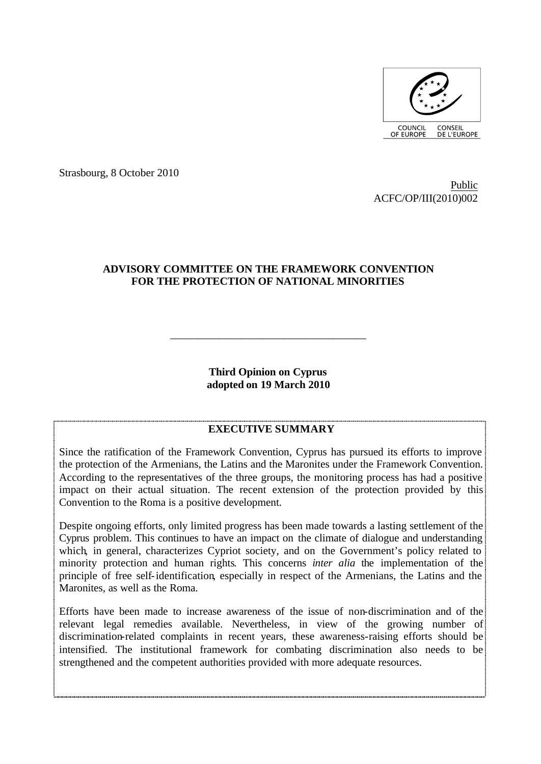COUNCIL OF EUROPE CONSEIL DE L'EUROPE

Strasbourg, 8 October 2010

Public
ACFC/OP/III(2010)002

**ADVISORY COMMITTEE ON THE FRAMEWORK CONVENTION FOR THE PROTECTION OF NATIONAL MINORITIES**

---

**Third Opinion on Cyprus adopted on 19 March 2010**

## EXECUTIVE SUMMARY

Since the ratification of the Framework Convention, Cyprus has pursued its efforts to improve the protection of the Armenians, the Latins and the Maronites under the Framework Convention. According to the representatives of the three groups, the monitoring process has had a positive impact on their actual situation. The recent extension of the protection provided by this Convention to the Roma is a positive development.

Despite ongoing efforts, only limited progress has been made towards a lasting settlement of the Cyprus problem. This continues to have an impact on the climate of dialogue and understanding which, in general, characterizes Cypriot society, and on the Government's policy related to minority protection and human rights. This concerns *inter alia* the implementation of the principle of free self-identification, especially in respect of the Armenians, the Latins and the Maronites, as well as the Roma.

Efforts have been made to increase awareness of the issue of non-discrimination and of the relevant legal remedies available. Nevertheless, in view of the growing number of discrimination-related complaints in recent years, these awareness-raising efforts should be intensified. The institutional framework for combating discrimination also needs to be strengthened and the competent authorities provided with more adequate resources.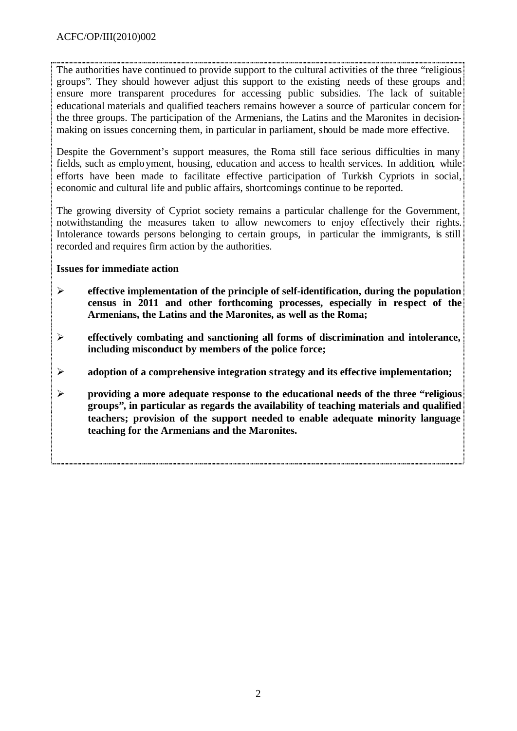The authorities have continued to provide support to the cultural activities of the three "religious groups". They should however adjust this support to the existing needs of these groups and ensure more transparent procedures for accessing public subsidies. The lack of suitable educational materials and qualified teachers remains however a source of particular concern for the three groups. The participation of the Armenians, the Latins and the Maronites in decision-making on issues concerning them, in particular in parliament, should be made more effective.

Despite the Government's support measures, the Roma still face serious difficulties in many fields, such as employment, housing, education and access to health services. In addition, while efforts have been made to facilitate effective participation of Turkish Cypriots in social, economic and cultural life and public affairs, shortcomings continue to be reported.

The growing diversity of Cypriot society remains a particular challenge for the Government, notwithstanding the measures taken to allow newcomers to enjoy effectively their rights. Intolerance towards persons belonging to certain groups, in particular the immigrants, is still recorded and requires firm action by the authorities.

**Issues for immediate action**

- **effective implementation of the principle of self-identification, during the population census in 2011 and other forthcoming processes, especially in respect of the Armenians, the Latins and the Maronites, as well as the Roma;**
- **effectively combating and sanctioning all forms of discrimination and intolerance, including misconduct by members of the police force;**
- **adoption of a comprehensive integration strategy and its effective implementation;**
- **providing a more adequate response to the educational needs of the three "religious groups", in particular as regards the availability of teaching materials and qualified teachers; provision of the support needed to enable adequate minority language teaching for the Armenians and the Maronites.**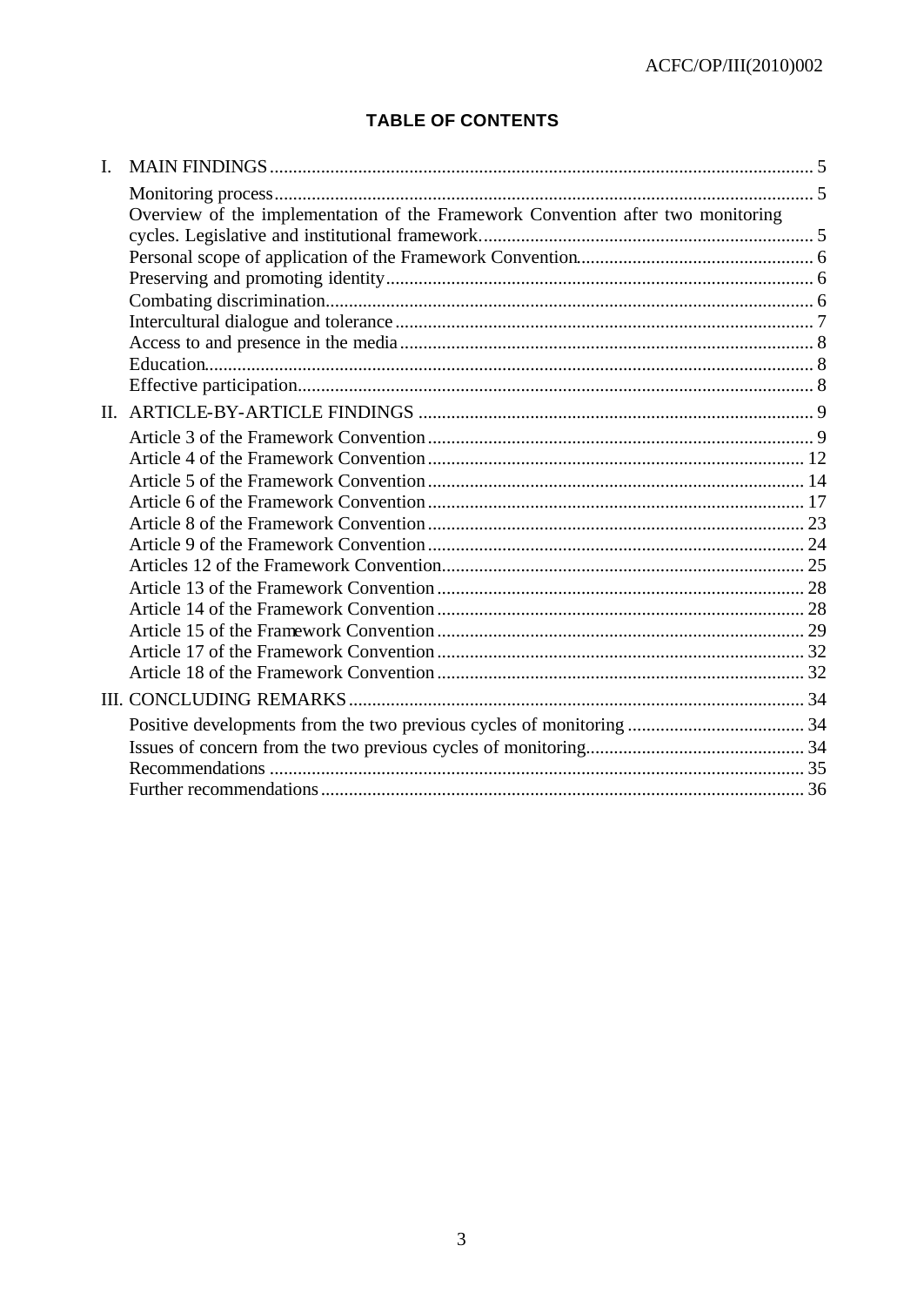# TABLE OF CONTENTS

I. MAIN FINDINGS ..... 5

- Monitoring process ..... 5
- Overview of the implementation of the Framework Convention after two monitoring cycles. Legislative and institutional framework. ..... 5
- Personal scope of application of the Framework Convention ..... 6
- Preserving and promoting identity ..... 6
- Combating discrimination ..... 6
- Intercultural dialogue and tolerance ..... 7
- Access to and presence in the media ..... 8
- Education ..... 8
- Effective participation ..... 8

II. ARTICLE-BY-ARTICLE FINDINGS ..... 9

- Article 3 of the Framework Convention ..... 9
- Article 4 of the Framework Convention ..... 12
- Article 5 of the Framework Convention ..... 14
- Article 6 of the Framework Convention ..... 17
- Article 8 of the Framework Convention ..... 23
- Article 9 of the Framework Convention ..... 24
- Articles 12 of the Framework Convention ..... 25
- Article 13 of the Framework Convention ..... 28
- Article 14 of the Framework Convention ..... 28
- Article 15 of the Framework Convention ..... 29
- Article 17 of the Framework Convention ..... 32
- Article 18 of the Framework Convention ..... 32

III. CONCLUDING REMARKS ..... 34

- Positive developments from the two previous cycles of monitoring ..... 34
- Issues of concern from the two previous cycles of monitoring ..... 34
- Recommendations ..... 35
- Further recommendations ..... 36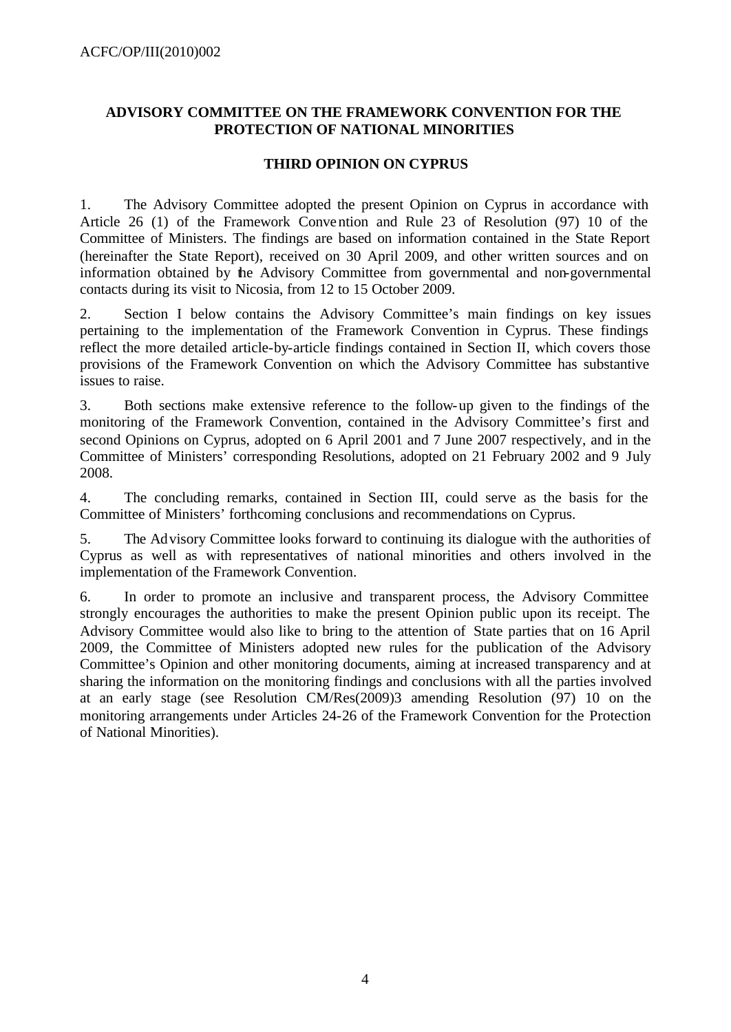## ADVISORY COMMITTEE ON THE FRAMEWORK CONVENTION FOR THE PROTECTION OF NATIONAL MINORITIES

### THIRD OPINION ON CYPRUS

1. The Advisory Committee adopted the present Opinion on Cyprus in accordance with Article 26 (1) of the Framework Convention and Rule 23 of Resolution (97) 10 of the Committee of Ministers. The findings are based on information contained in the State Report (hereinafter the State Report), received on 30 April 2009, and other written sources and on information obtained by the Advisory Committee from governmental and non-governmental contacts during its visit to Nicosia, from 12 to 15 October 2009.

2. Section I below contains the Advisory Committee's main findings on key issues pertaining to the implementation of the Framework Convention in Cyprus. These findings reflect the more detailed article-by-article findings contained in Section II, which covers those provisions of the Framework Convention on which the Advisory Committee has substantive issues to raise.

3. Both sections make extensive reference to the follow-up given to the findings of the monitoring of the Framework Convention, contained in the Advisory Committee's first and second Opinions on Cyprus, adopted on 6 April 2001 and 7 June 2007 respectively, and in the Committee of Ministers' corresponding Resolutions, adopted on 21 February 2002 and 9 July 2008.

4. The concluding remarks, contained in Section III, could serve as the basis for the Committee of Ministers' forthcoming conclusions and recommendations on Cyprus.

5. The Advisory Committee looks forward to continuing its dialogue with the authorities of Cyprus as well as with representatives of national minorities and others involved in the implementation of the Framework Convention.

6. In order to promote an inclusive and transparent process, the Advisory Committee strongly encourages the authorities to make the present Opinion public upon its receipt. The Advisory Committee would also like to bring to the attention of State parties that on 16 April 2009, the Committee of Ministers adopted new rules for the publication of the Advisory Committee's Opinion and other monitoring documents, aiming at increased transparency and at sharing the information on the monitoring findings and conclusions with all the parties involved at an early stage (see Resolution CM/Res(2009)3 amending Resolution (97) 10 on the monitoring arrangements under Articles 24-26 of the Framework Convention for the Protection of National Minorities).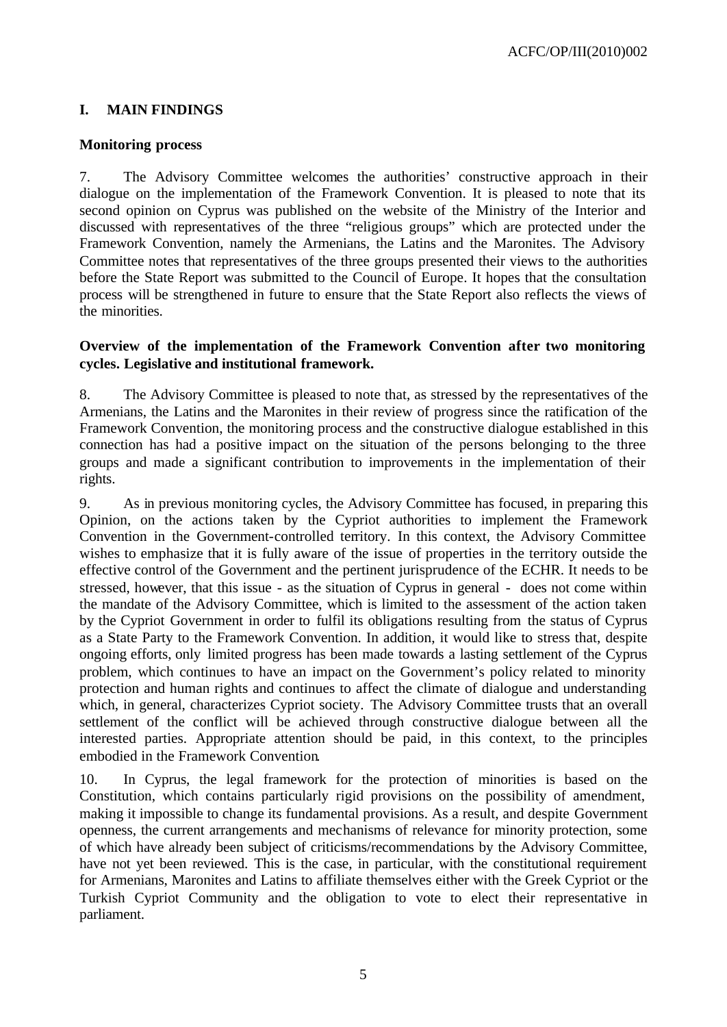## I. MAIN FINDINGS

### Monitoring process

7. The Advisory Committee welcomes the authorities' constructive approach in their dialogue on the implementation of the Framework Convention. It is pleased to note that its second opinion on Cyprus was published on the website of the Ministry of the Interior and discussed with representatives of the three "religious groups" which are protected under the Framework Convention, namely the Armenians, the Latins and the Maronites. The Advisory Committee notes that representatives of the three groups presented their views to the authorities before the State Report was submitted to the Council of Europe. It hopes that the consultation process will be strengthened in future to ensure that the State Report also reflects the views of the minorities.

### Overview of the implementation of the Framework Convention after two monitoring cycles. Legislative and institutional framework.

8. The Advisory Committee is pleased to note that, as stressed by the representatives of the Armenians, the Latins and the Maronites in their review of progress since the ratification of the Framework Convention, the monitoring process and the constructive dialogue established in this connection has had a positive impact on the situation of the persons belonging to the three groups and made a significant contribution to improvements in the implementation of their rights.

9. As in previous monitoring cycles, the Advisory Committee has focused, in preparing this Opinion, on the actions taken by the Cypriot authorities to implement the Framework Convention in the Government-controlled territory. In this context, the Advisory Committee wishes to emphasize that it is fully aware of the issue of properties in the territory outside the effective control of the Government and the pertinent jurisprudence of the ECHR. It needs to be stressed, however, that this issue - as the situation of Cyprus in general - does not come within the mandate of the Advisory Committee, which is limited to the assessment of the action taken by the Cypriot Government in order to fulfil its obligations resulting from the status of Cyprus as a State Party to the Framework Convention. In addition, it would like to stress that, despite ongoing efforts, only limited progress has been made towards a lasting settlement of the Cyprus problem, which continues to have an impact on the Government's policy related to minority protection and human rights and continues to affect the climate of dialogue and understanding which, in general, characterizes Cypriot society. The Advisory Committee trusts that an overall settlement of the conflict will be achieved through constructive dialogue between all the interested parties. Appropriate attention should be paid, in this context, to the principles embodied in the Framework Convention.

10. In Cyprus, the legal framework for the protection of minorities is based on the Constitution, which contains particularly rigid provisions on the possibility of amendment, making it impossible to change its fundamental provisions. As a result, and despite Government openness, the current arrangements and mechanisms of relevance for minority protection, some of which have already been subject of criticisms/recommendations by the Advisory Committee, have not yet been reviewed. This is the case, in particular, with the constitutional requirement for Armenians, Maronites and Latins to affiliate themselves either with the Greek Cypriot or the Turkish Cypriot Community and the obligation to vote to elect their representative in parliament.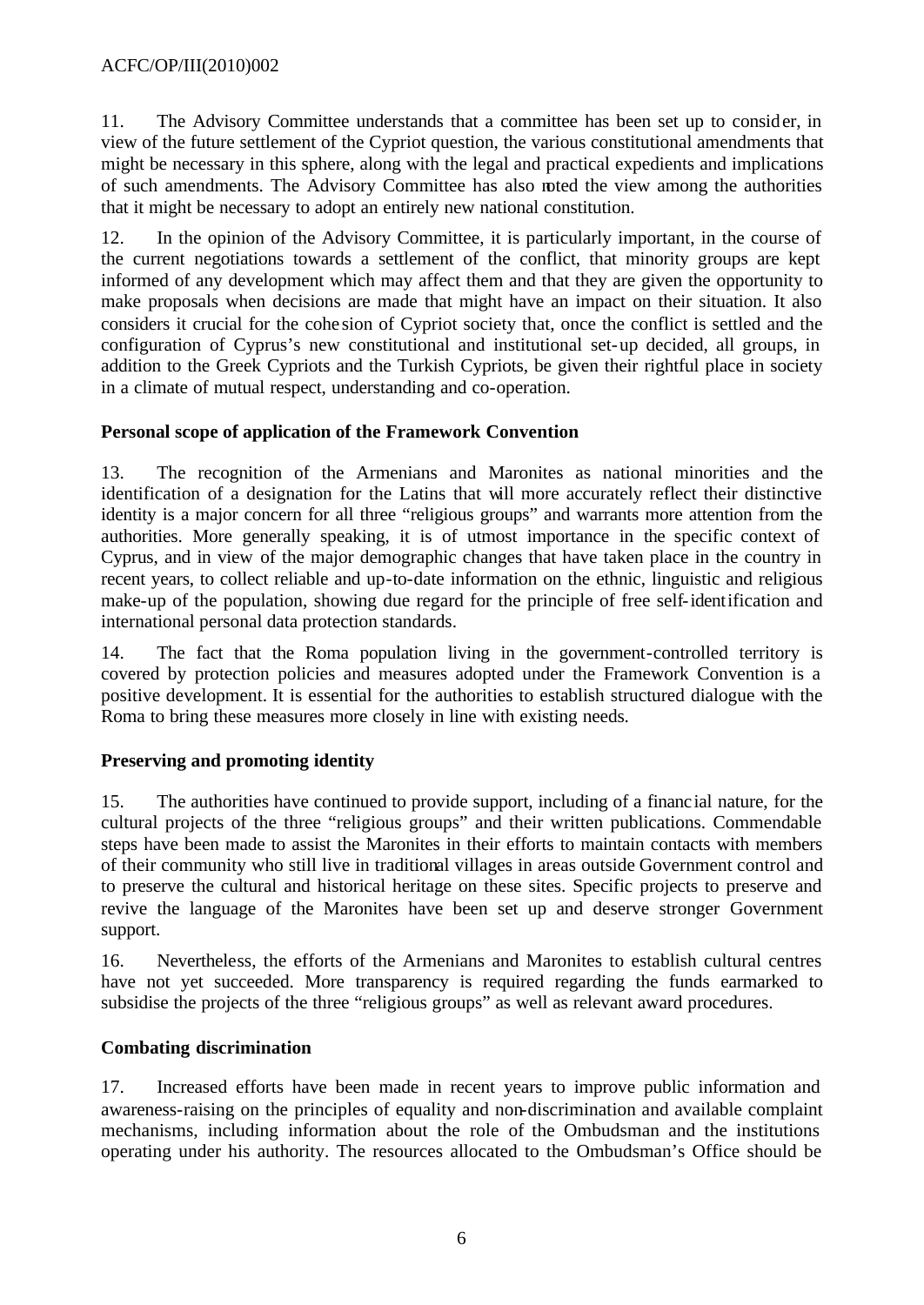11. The Advisory Committee understands that a committee has been set up to consider, in view of the future settlement of the Cypriot question, the various constitutional amendments that might be necessary in this sphere, along with the legal and practical expedients and implications of such amendments. The Advisory Committee has also noted the view among the authorities that it might be necessary to adopt an entirely new national constitution.

12. In the opinion of the Advisory Committee, it is particularly important, in the course of the current negotiations towards a settlement of the conflict, that minority groups are kept informed of any development which may affect them and that they are given the opportunity to make proposals when decisions are made that might have an impact on their situation. It also considers it crucial for the cohesion of Cypriot society that, once the conflict is settled and the configuration of Cyprus's new constitutional and institutional set-up decided, all groups, in addition to the Greek Cypriots and the Turkish Cypriots, be given their rightful place in society in a climate of mutual respect, understanding and co-operation.

**Personal scope of application of the Framework Convention**

13. The recognition of the Armenians and Maronites as national minorities and the identification of a designation for the Latins that will more accurately reflect their distinctive identity is a major concern for all three "religious groups" and warrants more attention from the authorities. More generally speaking, it is of utmost importance in the specific context of Cyprus, and in view of the major demographic changes that have taken place in the country in recent years, to collect reliable and up-to-date information on the ethnic, linguistic and religious make-up of the population, showing due regard for the principle of free self-identification and international personal data protection standards.

14. The fact that the Roma population living in the government-controlled territory is covered by protection policies and measures adopted under the Framework Convention is a positive development. It is essential for the authorities to establish structured dialogue with the Roma to bring these measures more closely in line with existing needs.

**Preserving and promoting identity**

15. The authorities have continued to provide support, including of a financial nature, for the cultural projects of the three "religious groups" and their written publications. Commendable steps have been made to assist the Maronites in their efforts to maintain contacts with members of their community who still live in traditional villages in areas outside Government control and to preserve the cultural and historical heritage on these sites. Specific projects to preserve and revive the language of the Maronites have been set up and deserve stronger Government support.

16. Nevertheless, the efforts of the Armenians and Maronites to establish cultural centres have not yet succeeded. More transparency is required regarding the funds earmarked to subsidise the projects of the three "religious groups" as well as relevant award procedures.

**Combating discrimination**

17. Increased efforts have been made in recent years to improve public information and awareness-raising on the principles of equality and non-discrimination and available complaint mechanisms, including information about the role of the Ombudsman and the institutions operating under his authority. The resources allocated to the Ombudsman's Office should be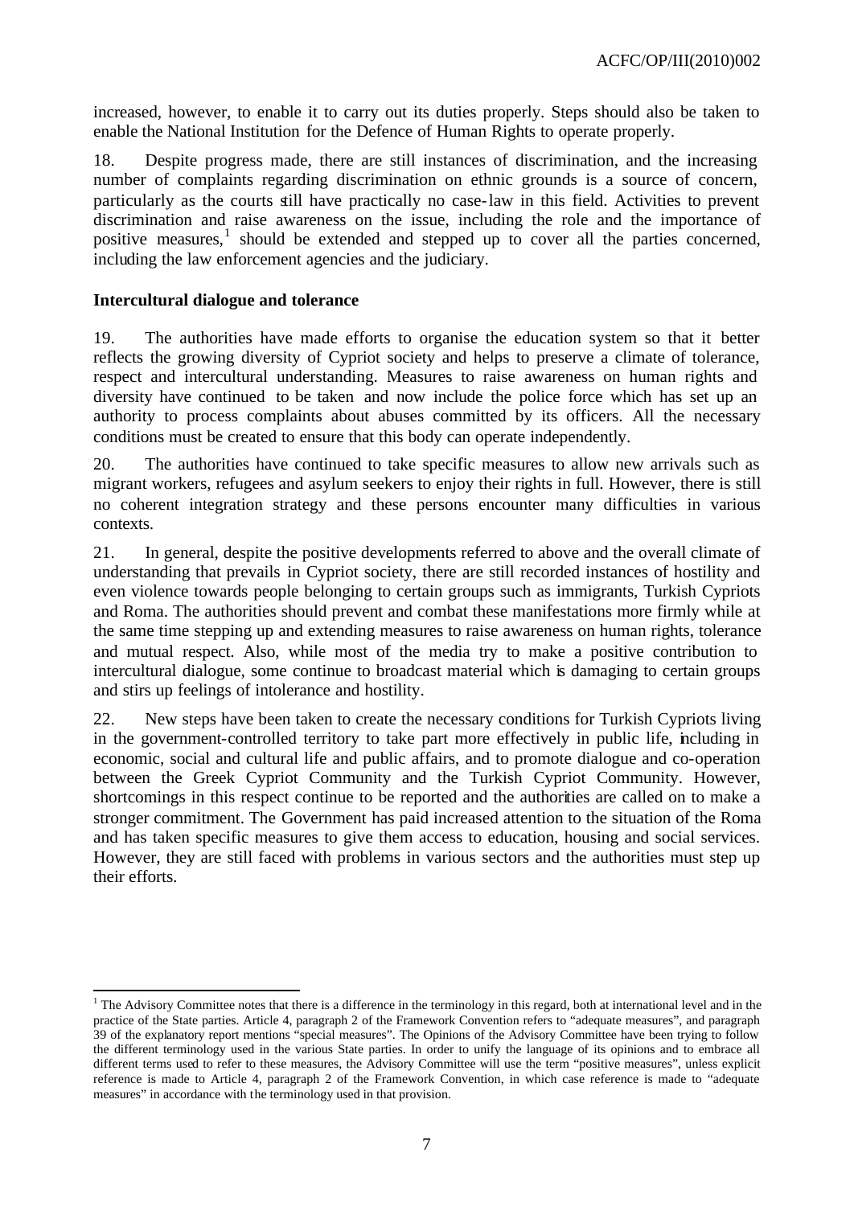increased, however, to enable it to carry out its duties properly. Steps should also be taken to enable the National Institution for the Defence of Human Rights to operate properly.

18. Despite progress made, there are still instances of discrimination, and the increasing number of complaints regarding discrimination on ethnic grounds is a source of concern, particularly as the courts still have practically no case-law in this field. Activities to prevent discrimination and raise awareness on the issue, including the role and the importance of positive measures,[1] should be extended and stepped up to cover all the parties concerned, including the law enforcement agencies and the judiciary.

**Intercultural dialogue and tolerance**

19. The authorities have made efforts to organise the education system so that it better reflects the growing diversity of Cypriot society and helps to preserve a climate of tolerance, respect and intercultural understanding. Measures to raise awareness on human rights and diversity have continued to be taken and now include the police force which has set up an authority to process complaints about abuses committed by its officers. All the necessary conditions must be created to ensure that this body can operate independently.

20. The authorities have continued to take specific measures to allow new arrivals such as migrant workers, refugees and asylum seekers to enjoy their rights in full. However, there is still no coherent integration strategy and these persons encounter many difficulties in various contexts.

21. In general, despite the positive developments referred to above and the overall climate of understanding that prevails in Cypriot society, there are still recorded instances of hostility and even violence towards people belonging to certain groups such as immigrants, Turkish Cypriots and Roma. The authorities should prevent and combat these manifestations more firmly while at the same time stepping up and extending measures to raise awareness on human rights, tolerance and mutual respect. Also, while most of the media try to make a positive contribution to intercultural dialogue, some continue to broadcast material which is damaging to certain groups and stirs up feelings of intolerance and hostility.

22. New steps have been taken to create the necessary conditions for Turkish Cypriots living in the government-controlled territory to take part more effectively in public life, including in economic, social and cultural life and public affairs, and to promote dialogue and co-operation between the Greek Cypriot Community and the Turkish Cypriot Community. However, shortcomings in this respect continue to be reported and the authorities are called on to make a stronger commitment. The Government has paid increased attention to the situation of the Roma and has taken specific measures to give them access to education, housing and social services. However, they are still faced with problems in various sectors and the authorities must step up their efforts.

---

[1] The Advisory Committee notes that there is a difference in the terminology in this regard, both at international level and in the practice of the State parties. Article 4, paragraph 2 of the Framework Convention refers to "adequate measures", and paragraph 39 of the explanatory report mentions "special measures". The Opinions of the Advisory Committee have been trying to follow the different terminology used in the various State parties. In order to unify the language of its opinions and to embrace all different terms used to refer to these measures, the Advisory Committee will use the term "positive measures", unless explicit reference is made to Article 4, paragraph 2 of the Framework Convention, in which case reference is made to "adequate measures" in accordance with the terminology used in that provision.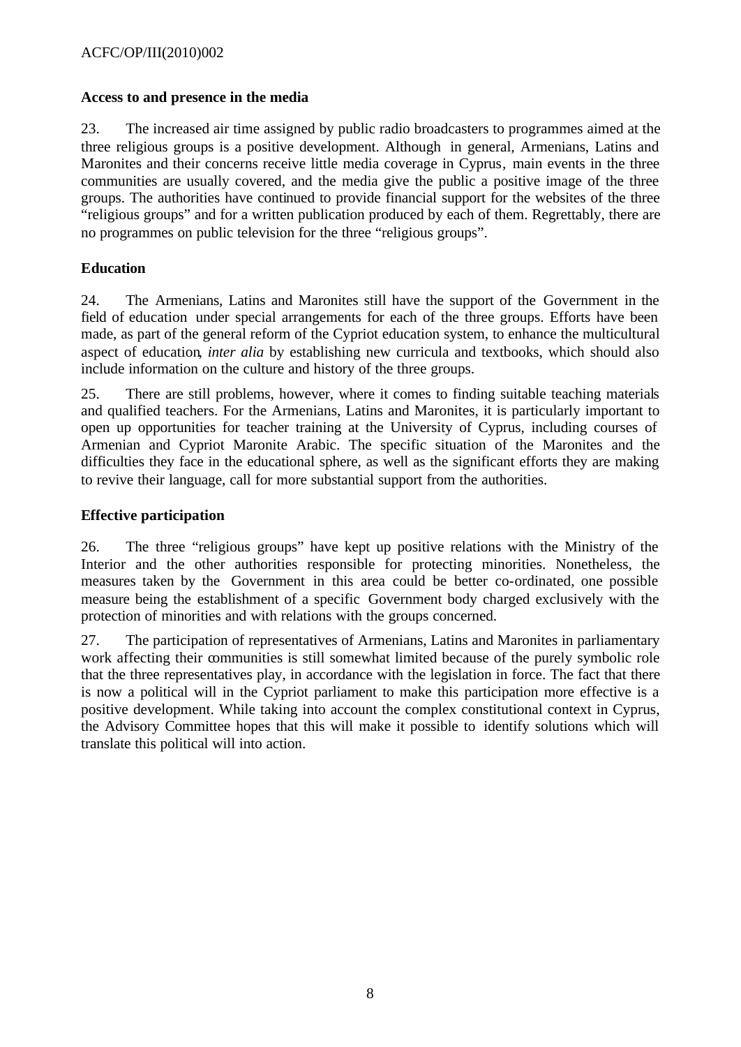### Access to and presence in the media

23. The increased air time assigned by public radio broadcasters to programmes aimed at the three religious groups is a positive development. Although in general, Armenians, Latins and Maronites and their concerns receive little media coverage in Cyprus, main events in the three communities are usually covered, and the media give the public a positive image of the three groups. The authorities have continued to provide financial support for the websites of the three "religious groups" and for a written publication produced by each of them. Regrettably, there are no programmes on public television for the three "religious groups".

### Education

24. The Armenians, Latins and Maronites still have the support of the Government in the field of education under special arrangements for each of the three groups. Efforts have been made, as part of the general reform of the Cypriot education system, to enhance the multicultural aspect of education, *inter alia* by establishing new curricula and textbooks, which should also include information on the culture and history of the three groups.

25. There are still problems, however, where it comes to finding suitable teaching materials and qualified teachers. For the Armenians, Latins and Maronites, it is particularly important to open up opportunities for teacher training at the University of Cyprus, including courses of Armenian and Cypriot Maronite Arabic. The specific situation of the Maronites and the difficulties they face in the educational sphere, as well as the significant efforts they are making to revive their language, call for more substantial support from the authorities.

### Effective participation

26. The three "religious groups" have kept up positive relations with the Ministry of the Interior and the other authorities responsible for protecting minorities. Nonetheless, the measures taken by the Government in this area could be better co-ordinated, one possible measure being the establishment of a specific Government body charged exclusively with the protection of minorities and with relations with the groups concerned.

27. The participation of representatives of Armenians, Latins and Maronites in parliamentary work affecting their communities is still somewhat limited because of the purely symbolic role that the three representatives play, in accordance with the legislation in force. The fact that there is now a political will in the Cypriot parliament to make this participation more effective is a positive development. While taking into account the complex constitutional context in Cyprus, the Advisory Committee hopes that this will make it possible to identify solutions which will translate this political will into action.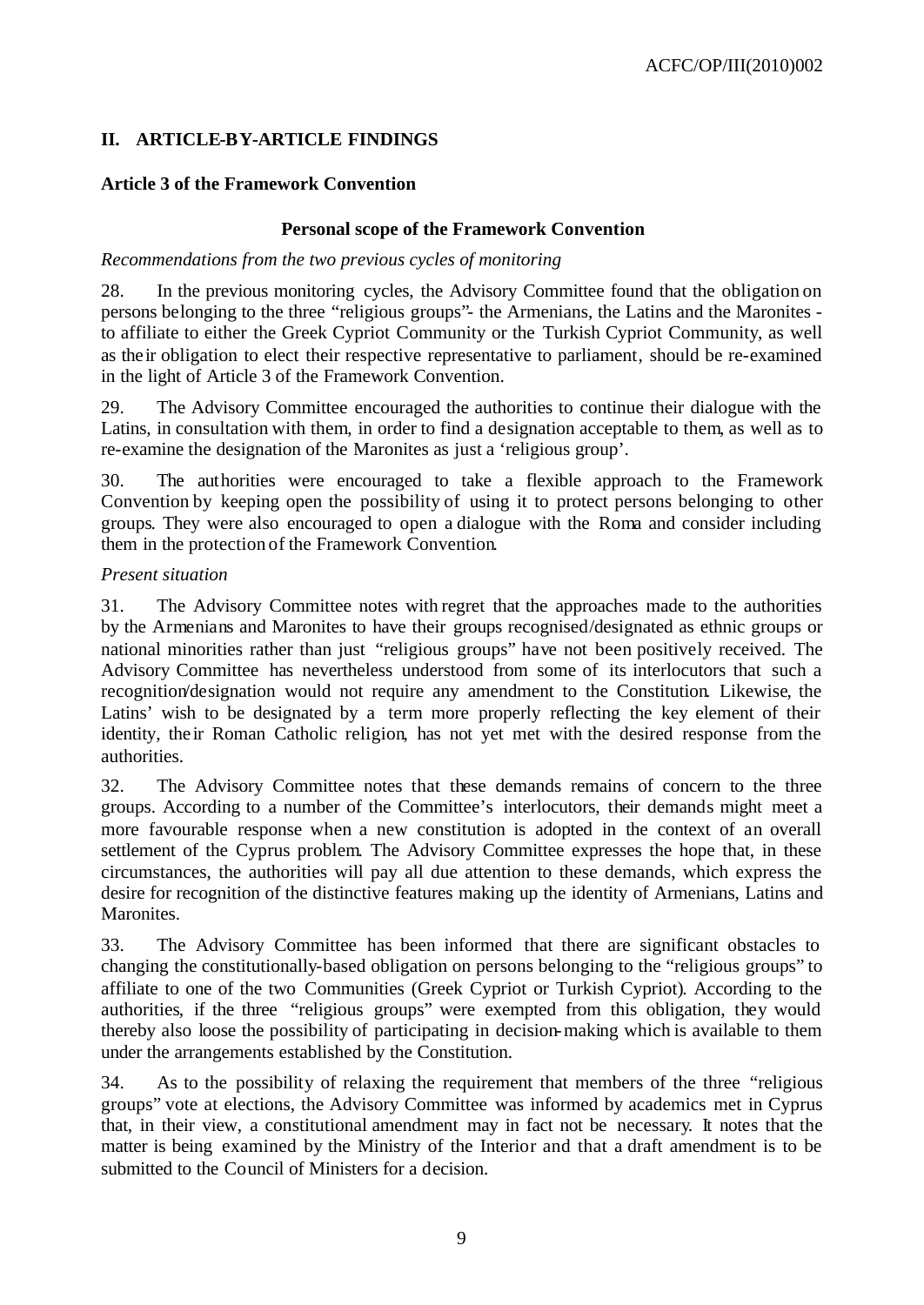## II. ARTICLE-BY-ARTICLE FINDINGS

### Article 3 of the Framework Convention

#### Personal scope of the Framework Convention

*Recommendations from the two previous cycles of monitoring*

28. In the previous monitoring cycles, the Advisory Committee found that the obligation on persons belonging to the three "religious groups"- the Armenians, the Latins and the Maronites - to affiliate to either the Greek Cypriot Community or the Turkish Cypriot Community, as well as their obligation to elect their respective representative to parliament, should be re-examined in the light of Article 3 of the Framework Convention.

29. The Advisory Committee encouraged the authorities to continue their dialogue with the Latins, in consultation with them, in order to find a designation acceptable to them, as well as to re-examine the designation of the Maronites as just a 'religious group'.

30. The authorities were encouraged to take a flexible approach to the Framework Convention by keeping open the possibility of using it to protect persons belonging to other groups. They were also encouraged to open a dialogue with the Roma and consider including them in the protection of the Framework Convention.

*Present situation*

31. The Advisory Committee notes with regret that the approaches made to the authorities by the Armenians and Maronites to have their groups recognised/designated as ethnic groups or national minorities rather than just "religious groups" have not been positively received. The Advisory Committee has nevertheless understood from some of its interlocutors that such a recognition/designation would not require any amendment to the Constitution. Likewise, the Latins' wish to be designated by a term more properly reflecting the key element of their identity, their Roman Catholic religion, has not yet met with the desired response from the authorities.

32. The Advisory Committee notes that these demands remains of concern to the three groups. According to a number of the Committee's interlocutors, their demands might meet a more favourable response when a new constitution is adopted in the context of an overall settlement of the Cyprus problem. The Advisory Committee expresses the hope that, in these circumstances, the authorities will pay all due attention to these demands, which express the desire for recognition of the distinctive features making up the identity of Armenians, Latins and Maronites.

33. The Advisory Committee has been informed that there are significant obstacles to changing the constitutionally-based obligation on persons belonging to the "religious groups" to affiliate to one of the two Communities (Greek Cypriot or Turkish Cypriot). According to the authorities, if the three "religious groups" were exempted from this obligation, they would thereby also loose the possibility of participating in decision-making which is available to them under the arrangements established by the Constitution.

34. As to the possibility of relaxing the requirement that members of the three "religious groups" vote at elections, the Advisory Committee was informed by academics met in Cyprus that, in their view, a constitutional amendment may in fact not be necessary. It notes that the matter is being examined by the Ministry of the Interior and that a draft amendment is to be submitted to the Council of Ministers for a decision.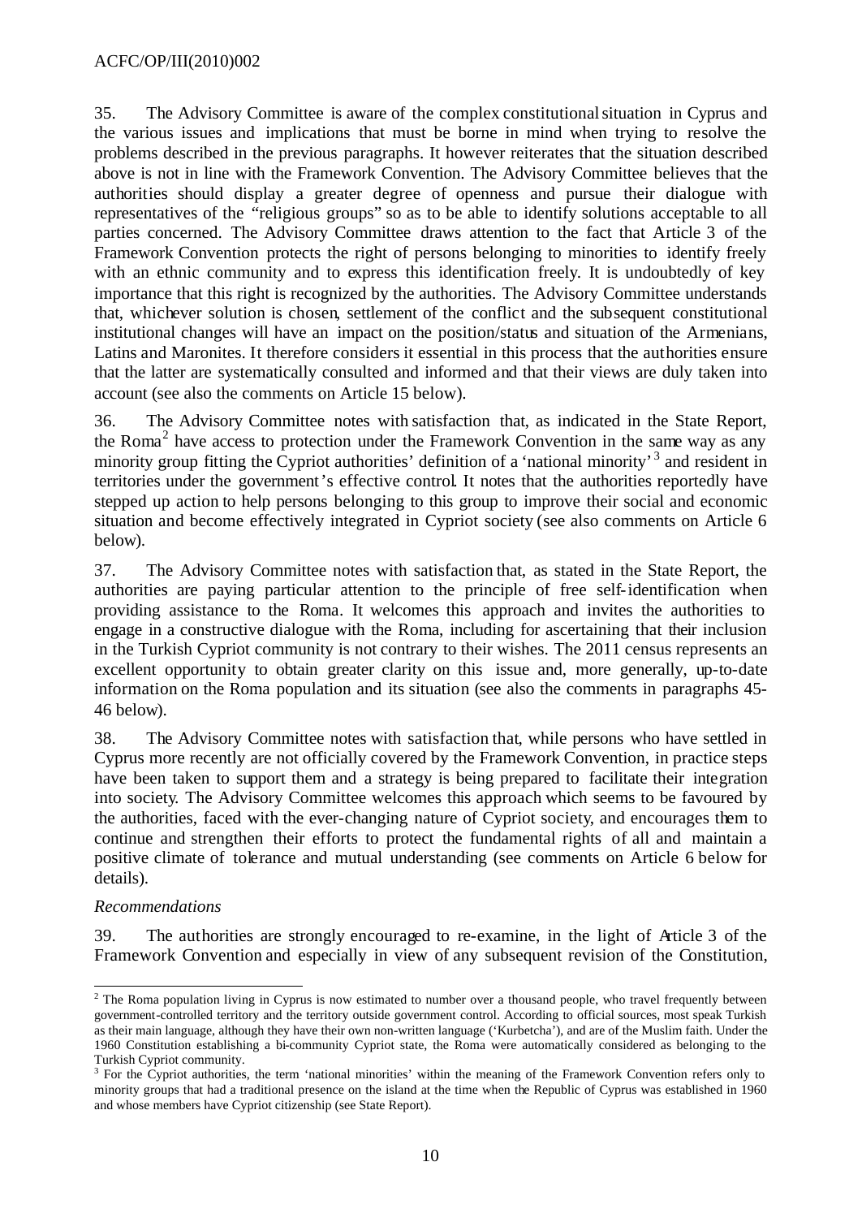35. The Advisory Committee is aware of the complex constitutional situation in Cyprus and the various issues and implications that must be borne in mind when trying to resolve the problems described in the previous paragraphs. It however reiterates that the situation described above is not in line with the Framework Convention. The Advisory Committee believes that the authorities should display a greater degree of openness and pursue their dialogue with representatives of the "religious groups" so as to be able to identify solutions acceptable to all parties concerned. The Advisory Committee draws attention to the fact that Article 3 of the Framework Convention protects the right of persons belonging to minorities to identify freely with an ethnic community and to express this identification freely. It is undoubtedly of key importance that this right is recognized by the authorities. The Advisory Committee understands that, whichever solution is chosen, settlement of the conflict and the subsequent constitutional institutional changes will have an impact on the position/status and situation of the Armenians, Latins and Maronites. It therefore considers it essential in this process that the authorities ensure that the latter are systematically consulted and informed and that their views are duly taken into account (see also the comments on Article 15 below).

36. The Advisory Committee notes with satisfaction that, as indicated in the State Report, the Roma[2] have access to protection under the Framework Convention in the same way as any minority group fitting the Cypriot authorities' definition of a 'national minority'[3] and resident in territories under the government's effective control. It notes that the authorities reportedly have stepped up action to help persons belonging to this group to improve their social and economic situation and become effectively integrated in Cypriot society (see also comments on Article 6 below).

37. The Advisory Committee notes with satisfaction that, as stated in the State Report, the authorities are paying particular attention to the principle of free self-identification when providing assistance to the Roma. It welcomes this approach and invites the authorities to engage in a constructive dialogue with the Roma, including for ascertaining that their inclusion in the Turkish Cypriot community is not contrary to their wishes. The 2011 census represents an excellent opportunity to obtain greater clarity on this issue and, more generally, up-to-date information on the Roma population and its situation (see also the comments in paragraphs 45-46 below).

38. The Advisory Committee notes with satisfaction that, while persons who have settled in Cyprus more recently are not officially covered by the Framework Convention, in practice steps have been taken to support them and a strategy is being prepared to facilitate their integration into society. The Advisory Committee welcomes this approach which seems to be favoured by the authorities, faced with the ever-changing nature of Cypriot society, and encourages them to continue and strengthen their efforts to protect the fundamental rights of all and maintain a positive climate of tolerance and mutual understanding (see comments on Article 6 below for details).

*Recommendations*

39. The authorities are strongly encouraged to re-examine, in the light of Article 3 of the Framework Convention and especially in view of any subsequent revision of the Constitution,

---

[2] The Roma population living in Cyprus is now estimated to number over a thousand people, who travel frequently between government-controlled territory and the territory outside government control. According to official sources, most speak Turkish as their main language, although they have their own non-written language ('Kurbetcha'), and are of the Muslim faith. Under the 1960 Constitution establishing a bi-community Cypriot state, the Roma were automatically considered as belonging to the Turkish Cypriot community.

[3] For the Cypriot authorities, the term 'national minorities' within the meaning of the Framework Convention refers only to minority groups that had a traditional presence on the island at the time when the Republic of Cyprus was established in 1960 and whose members have Cypriot citizenship (see State Report).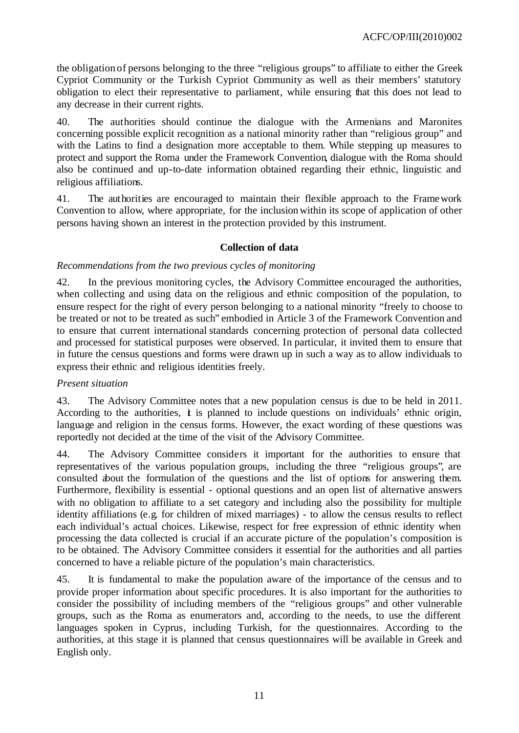the obligation of persons belonging to the three "religious groups" to affiliate to either the Greek Cypriot Community or the Turkish Cypriot Community as well as their members' statutory obligation to elect their representative to parliament, while ensuring that this does not lead to any decrease in their current rights.

40. The authorities should continue the dialogue with the Armenians and Maronites concerning possible explicit recognition as a national minority rather than "religious group" and with the Latins to find a designation more acceptable to them. While stepping up measures to protect and support the Roma under the Framework Convention, dialogue with the Roma should also be continued and up-to-date information obtained regarding their ethnic, linguistic and religious affiliations.

41. The authorities are encouraged to maintain their flexible approach to the Framework Convention to allow, where appropriate, for the inclusion within its scope of application of other persons having shown an interest in the protection provided by this instrument.

**Collection of data**

*Recommendations from the two previous cycles of monitoring*

42. In the previous monitoring cycles, the Advisory Committee encouraged the authorities, when collecting and using data on the religious and ethnic composition of the population, to ensure respect for the right of every person belonging to a national minority "freely to choose to be treated or not to be treated as such" embodied in Article 3 of the Framework Convention and to ensure that current international standards concerning protection of personal data collected and processed for statistical purposes were observed. In particular, it invited them to ensure that in future the census questions and forms were drawn up in such a way as to allow individuals to express their ethnic and religious identities freely.

*Present situation*

43. The Advisory Committee notes that a new population census is due to be held in 2011. According to the authorities, it is planned to include questions on individuals' ethnic origin, language and religion in the census forms. However, the exact wording of these questions was reportedly not decided at the time of the visit of the Advisory Committee.

44. The Advisory Committee considers it important for the authorities to ensure that representatives of the various population groups, including the three "religious groups", are consulted about the formulation of the questions and the list of options for answering them. Furthermore, flexibility is essential - optional questions and an open list of alternative answers with no obligation to affiliate to a set category and including also the possibility for multiple identity affiliations (e.g. for children of mixed marriages) - to allow the census results to reflect each individual's actual choices. Likewise, respect for free expression of ethnic identity when processing the data collected is crucial if an accurate picture of the population's composition is to be obtained. The Advisory Committee considers it essential for the authorities and all parties concerned to have a reliable picture of the population's main characteristics.

45. It is fundamental to make the population aware of the importance of the census and to provide proper information about specific procedures. It is also important for the authorities to consider the possibility of including members of the "religious groups" and other vulnerable groups, such as the Roma as enumerators and, according to the needs, to use the different languages spoken in Cyprus, including Turkish, for the questionnaires. According to the authorities, at this stage it is planned that census questionnaires will be available in Greek and English only.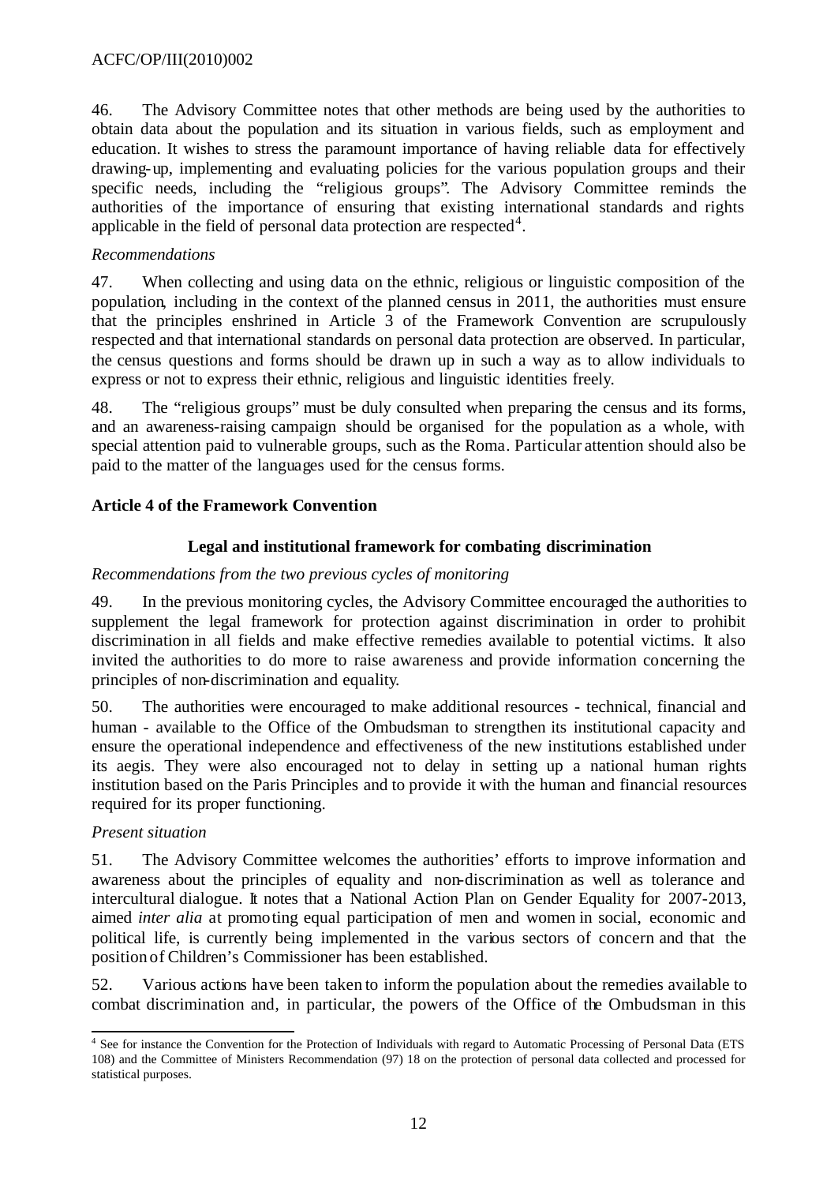46. The Advisory Committee notes that other methods are being used by the authorities to obtain data about the population and its situation in various fields, such as employment and education. It wishes to stress the paramount importance of having reliable data for effectively drawing-up, implementing and evaluating policies for the various population groups and their specific needs, including the "religious groups". The Advisory Committee reminds the authorities of the importance of ensuring that existing international standards and rights applicable in the field of personal data protection are respected[4].

*Recommendations*

47. When collecting and using data on the ethnic, religious or linguistic composition of the population, including in the context of the planned census in 2011, the authorities must ensure that the principles enshrined in Article 3 of the Framework Convention are scrupulously respected and that international standards on personal data protection are observed. In particular, the census questions and forms should be drawn up in such a way as to allow individuals to express or not to express their ethnic, religious and linguistic identities freely.

48. The "religious groups" must be duly consulted when preparing the census and its forms, and an awareness-raising campaign should be organised for the population as a whole, with special attention paid to vulnerable groups, such as the Roma. Particular attention should also be paid to the matter of the languages used for the census forms.

## Article 4 of the Framework Convention

### Legal and institutional framework for combating discrimination

*Recommendations from the two previous cycles of monitoring*

49. In the previous monitoring cycles, the Advisory Committee encouraged the authorities to supplement the legal framework for protection against discrimination in order to prohibit discrimination in all fields and make effective remedies available to potential victims. It also invited the authorities to do more to raise awareness and provide information concerning the principles of non-discrimination and equality.

50. The authorities were encouraged to make additional resources - technical, financial and human - available to the Office of the Ombudsman to strengthen its institutional capacity and ensure the operational independence and effectiveness of the new institutions established under its aegis. They were also encouraged not to delay in setting up a national human rights institution based on the Paris Principles and to provide it with the human and financial resources required for its proper functioning.

*Present situation*

51. The Advisory Committee welcomes the authorities' efforts to improve information and awareness about the principles of equality and non-discrimination as well as tolerance and intercultural dialogue. It notes that a National Action Plan on Gender Equality for 2007-2013, aimed *inter alia* at promoting equal participation of men and women in social, economic and political life, is currently being implemented in the various sectors of concern and that the position of Children's Commissioner has been established.

52. Various actions have been taken to inform the population about the remedies available to combat discrimination and, in particular, the powers of the Office of the Ombudsman in this

[4] See for instance the Convention for the Protection of Individuals with regard to Automatic Processing of Personal Data (ETS 108) and the Committee of Ministers Recommendation (97) 18 on the protection of personal data collected and processed for statistical purposes.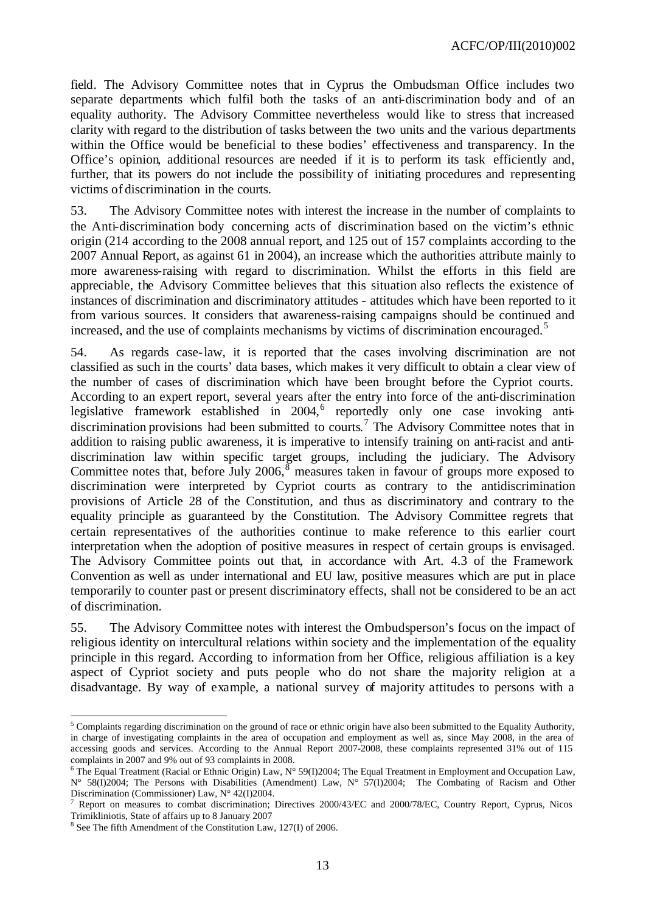field. The Advisory Committee notes that in Cyprus the Ombudsman Office includes two separate departments which fulfil both the tasks of an anti-discrimination body and of an equality authority. The Advisory Committee nevertheless would like to stress that increased clarity with regard to the distribution of tasks between the two units and the various departments within the Office would be beneficial to these bodies' effectiveness and transparency. In the Office's opinion, additional resources are needed if it is to perform its task efficiently and, further, that its powers do not include the possibility of initiating procedures and representing victims of discrimination in the courts.

53. The Advisory Committee notes with interest the increase in the number of complaints to the Anti-discrimination body concerning acts of discrimination based on the victim's ethnic origin (214 according to the 2008 annual report, and 125 out of 157 complaints according to the 2007 Annual Report, as against 61 in 2004), an increase which the authorities attribute mainly to more awareness-raising with regard to discrimination. Whilst the efforts in this field are appreciable, the Advisory Committee believes that this situation also reflects the existence of instances of discrimination and discriminatory attitudes - attitudes which have been reported to it from various sources. It considers that awareness-raising campaigns should be continued and increased, and the use of complaints mechanisms by victims of discrimination encouraged.[5]

54. As regards case-law, it is reported that the cases involving discrimination are not classified as such in the courts' data bases, which makes it very difficult to obtain a clear view of the number of cases of discrimination which have been brought before the Cypriot courts. According to an expert report, several years after the entry into force of the anti-discrimination legislative framework established in 2004,[6] reportedly only one case invoking anti-discrimination provisions had been submitted to courts.[7] The Advisory Committee notes that in addition to raising public awareness, it is imperative to intensify training on anti-racist and anti-discrimination law within specific target groups, including the judiciary. The Advisory Committee notes that, before July 2006,[8] measures taken in favour of groups more exposed to discrimination were interpreted by Cypriot courts as contrary to the antidiscrimination provisions of Article 28 of the Constitution, and thus as discriminatory and contrary to the equality principle as guaranteed by the Constitution. The Advisory Committee regrets that certain representatives of the authorities continue to make reference to this earlier court interpretation when the adoption of positive measures in respect of certain groups is envisaged. The Advisory Committee points out that, in accordance with Art. 4.3 of the Framework Convention as well as under international and EU law, positive measures which are put in place temporarily to counter past or present discriminatory effects, shall not be considered to be an act of discrimination.

55. The Advisory Committee notes with interest the Ombudsperson's focus on the impact of religious identity on intercultural relations within society and the implementation of the equality principle in this regard. According to information from her Office, religious affiliation is a key aspect of Cypriot society and puts people who do not share the majority religion at a disadvantage. By way of example, a national survey of majority attitudes to persons with a

---

[5] Complaints regarding discrimination on the ground of race or ethnic origin have also been submitted to the Equality Authority, in charge of investigating complaints in the area of occupation and employment as well as, since May 2008, in the area of accessing goods and services. According to the Annual Report 2007-2008, these complaints represented 31% out of 115 complaints in 2007 and 9% out of 93 complaints in 2008.

[6] The Equal Treatment (Racial or Ethnic Origin) Law, N° 59(I)2004; The Equal Treatment in Employment and Occupation Law, N° 58(I)2004; The Persons with Disabilities (Amendment) Law, N° 57(I)2004; The Combating of Racism and Other Discrimination (Commissioner) Law, N° 42(I)2004.

[7] Report on measures to combat discrimination; Directives 2000/43/EC and 2000/78/EC, Country Report, Cyprus, Nicos Trimikliniotis, State of affairs up to 8 January 2007

[8] See The fifth Amendment of the Constitution Law, 127(I) of 2006.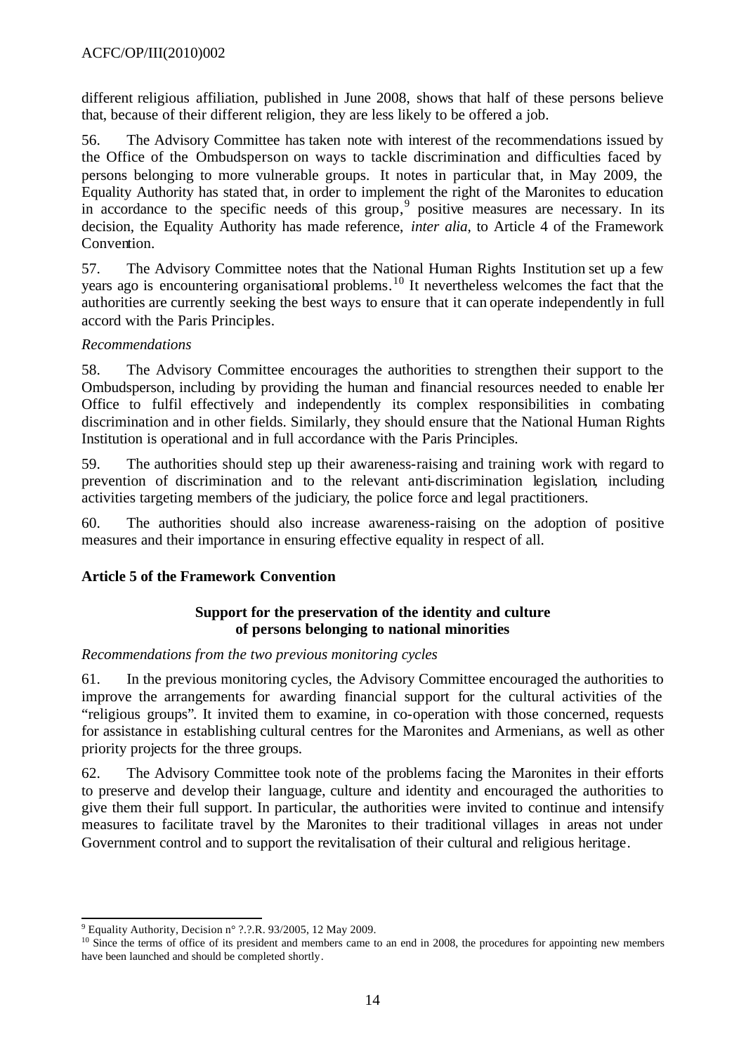different religious affiliation, published in June 2008, shows that half of these persons believe that, because of their different religion, they are less likely to be offered a job.

56. The Advisory Committee has taken note with interest of the recommendations issued by the Office of the Ombudsperson on ways to tackle discrimination and difficulties faced by persons belonging to more vulnerable groups. It notes in particular that, in May 2009, the Equality Authority has stated that, in order to implement the right of the Maronites to education in accordance to the specific needs of this group,[9] positive measures are necessary. In its decision, the Equality Authority has made reference, *inter alia*, to Article 4 of the Framework Convention.

57. The Advisory Committee notes that the National Human Rights Institution set up a few years ago is encountering organisational problems.[10] It nevertheless welcomes the fact that the authorities are currently seeking the best ways to ensure that it can operate independently in full accord with the Paris Principles.

*Recommendations*

58. The Advisory Committee encourages the authorities to strengthen their support to the Ombudsperson, including by providing the human and financial resources needed to enable her Office to fulfil effectively and independently its complex responsibilities in combating discrimination and in other fields. Similarly, they should ensure that the National Human Rights Institution is operational and in full accordance with the Paris Principles.

59. The authorities should step up their awareness-raising and training work with regard to prevention of discrimination and to the relevant anti-discrimination legislation, including activities targeting members of the judiciary, the police force and legal practitioners.

60. The authorities should also increase awareness-raising on the adoption of positive measures and their importance in ensuring effective equality in respect of all.

**Article 5 of the Framework Convention**

**Support for the preservation of the identity and culture of persons belonging to national minorities**

*Recommendations from the two previous monitoring cycles*

61. In the previous monitoring cycles, the Advisory Committee encouraged the authorities to improve the arrangements for awarding financial support for the cultural activities of the "religious groups". It invited them to examine, in co-operation with those concerned, requests for assistance in establishing cultural centres for the Maronites and Armenians, as well as other priority projects for the three groups.

62. The Advisory Committee took note of the problems facing the Maronites in their efforts to preserve and develop their language, culture and identity and encouraged the authorities to give them their full support. In particular, the authorities were invited to continue and intensify measures to facilitate travel by the Maronites to their traditional villages in areas not under Government control and to support the revitalisation of their cultural and religious heritage.

---

[9] Equality Authority, Decision n° ?.?.R. 93/2005, 12 May 2009.

[10] Since the terms of office of its president and members came to an end in 2008, the procedures for appointing new members have been launched and should be completed shortly.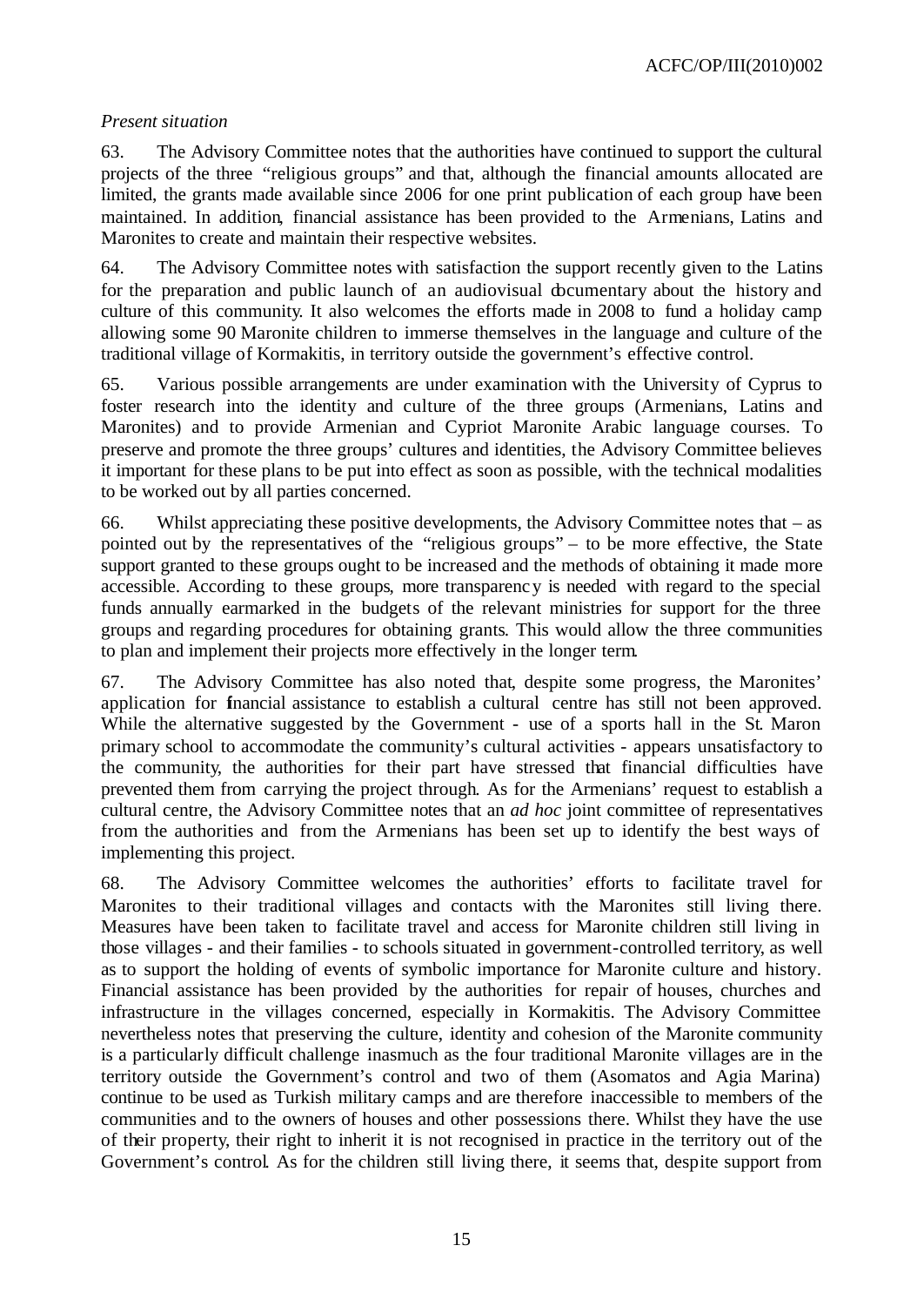*Present situation*

63. The Advisory Committee notes that the authorities have continued to support the cultural projects of the three "religious groups" and that, although the financial amounts allocated are limited, the grants made available since 2006 for one print publication of each group have been maintained. In addition, financial assistance has been provided to the Armenians, Latins and Maronites to create and maintain their respective websites.

64. The Advisory Committee notes with satisfaction the support recently given to the Latins for the preparation and public launch of an audiovisual documentary about the history and culture of this community. It also welcomes the efforts made in 2008 to fund a holiday camp allowing some 90 Maronite children to immerse themselves in the language and culture of the traditional village of Kormakitis, in territory outside the government's effective control.

65. Various possible arrangements are under examination with the University of Cyprus to foster research into the identity and culture of the three groups (Armenians, Latins and Maronites) and to provide Armenian and Cypriot Maronite Arabic language courses. To preserve and promote the three groups' cultures and identities, the Advisory Committee believes it important for these plans to be put into effect as soon as possible, with the technical modalities to be worked out by all parties concerned.

66. Whilst appreciating these positive developments, the Advisory Committee notes that – as pointed out by the representatives of the "religious groups" – to be more effective, the State support granted to these groups ought to be increased and the methods of obtaining it made more accessible. According to these groups, more transparency is needed with regard to the special funds annually earmarked in the budgets of the relevant ministries for support for the three groups and regarding procedures for obtaining grants. This would allow the three communities to plan and implement their projects more effectively in the longer term.

67. The Advisory Committee has also noted that, despite some progress, the Maronites' application for financial assistance to establish a cultural centre has still not been approved. While the alternative suggested by the Government - use of a sports hall in the St. Maron primary school to accommodate the community's cultural activities - appears unsatisfactory to the community, the authorities for their part have stressed that financial difficulties have prevented them from carrying the project through. As for the Armenians' request to establish a cultural centre, the Advisory Committee notes that an *ad hoc* joint committee of representatives from the authorities and from the Armenians has been set up to identify the best ways of implementing this project.

68. The Advisory Committee welcomes the authorities' efforts to facilitate travel for Maronites to their traditional villages and contacts with the Maronites still living there. Measures have been taken to facilitate travel and access for Maronite children still living in those villages - and their families - to schools situated in government-controlled territory, as well as to support the holding of events of symbolic importance for Maronite culture and history. Financial assistance has been provided by the authorities for repair of houses, churches and infrastructure in the villages concerned, especially in Kormakitis. The Advisory Committee nevertheless notes that preserving the culture, identity and cohesion of the Maronite community is a particularly difficult challenge inasmuch as the four traditional Maronite villages are in the territory outside the Government's control and two of them (Asomatos and Agia Marina) continue to be used as Turkish military camps and are therefore inaccessible to members of the communities and to the owners of houses and other possessions there. Whilst they have the use of their property, their right to inherit it is not recognised in practice in the territory out of the Government's control. As for the children still living there, it seems that, despite support from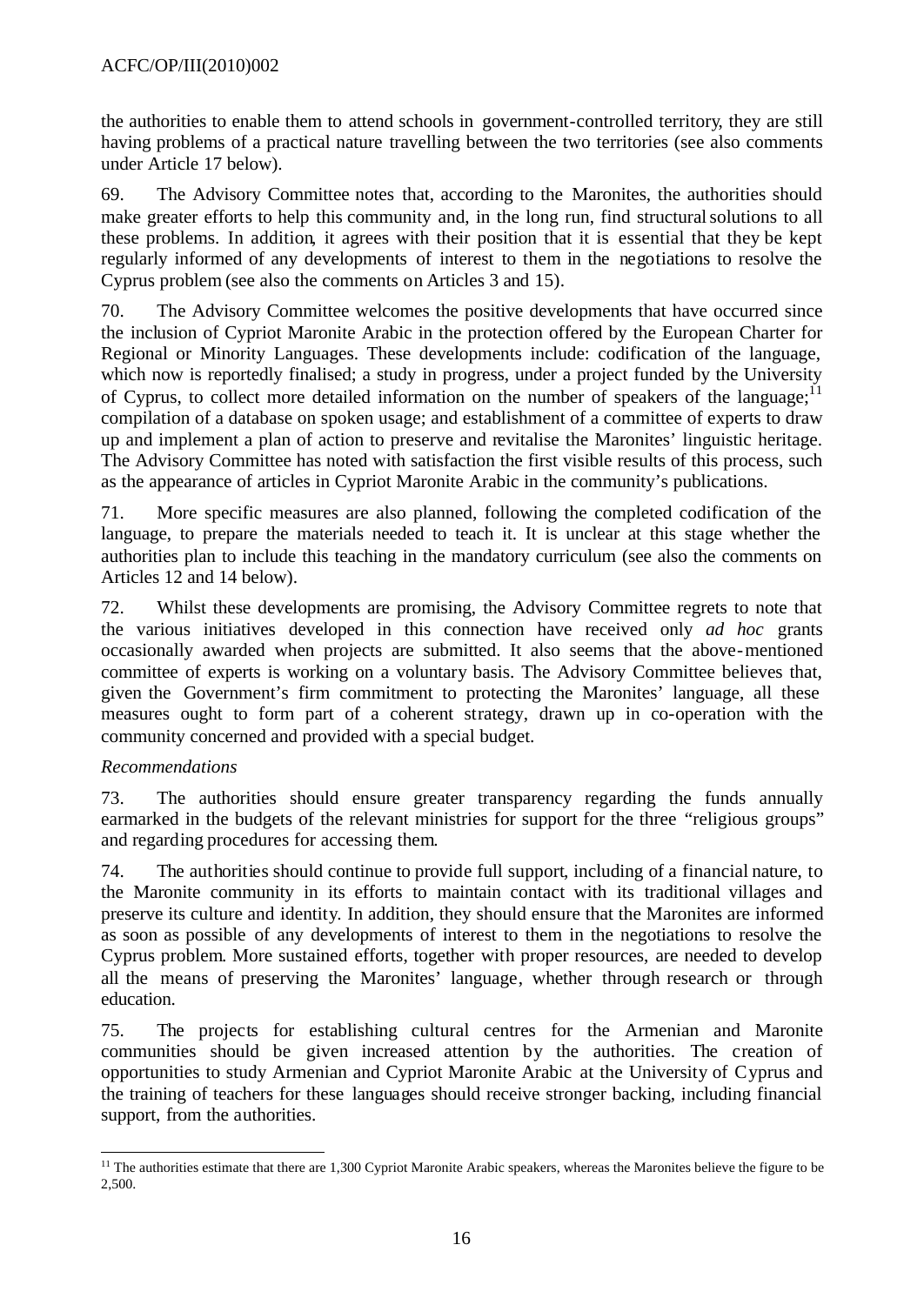the authorities to enable them to attend schools in government-controlled territory, they are still having problems of a practical nature travelling between the two territories (see also comments under Article 17 below).

69. The Advisory Committee notes that, according to the Maronites, the authorities should make greater efforts to help this community and, in the long run, find structural solutions to all these problems. In addition, it agrees with their position that it is essential that they be kept regularly informed of any developments of interest to them in the negotiations to resolve the Cyprus problem (see also the comments on Articles 3 and 15).

70. The Advisory Committee welcomes the positive developments that have occurred since the inclusion of Cypriot Maronite Arabic in the protection offered by the European Charter for Regional or Minority Languages. These developments include: codification of the language, which now is reportedly finalised; a study in progress, under a project funded by the University of Cyprus, to collect more detailed information on the number of speakers of the language;[11] compilation of a database on spoken usage; and establishment of a committee of experts to draw up and implement a plan of action to preserve and revitalise the Maronites' linguistic heritage. The Advisory Committee has noted with satisfaction the first visible results of this process, such as the appearance of articles in Cypriot Maronite Arabic in the community's publications.

71. More specific measures are also planned, following the completed codification of the language, to prepare the materials needed to teach it. It is unclear at this stage whether the authorities plan to include this teaching in the mandatory curriculum (see also the comments on Articles 12 and 14 below).

72. Whilst these developments are promising, the Advisory Committee regrets to note that the various initiatives developed in this connection have received only *ad hoc* grants occasionally awarded when projects are submitted. It also seems that the above-mentioned committee of experts is working on a voluntary basis. The Advisory Committee believes that, given the Government's firm commitment to protecting the Maronites' language, all these measures ought to form part of a coherent strategy, drawn up in co-operation with the community concerned and provided with a special budget.

*Recommendations*

73. The authorities should ensure greater transparency regarding the funds annually earmarked in the budgets of the relevant ministries for support for the three "religious groups" and regarding procedures for accessing them.

74. The authorities should continue to provide full support, including of a financial nature, to the Maronite community in its efforts to maintain contact with its traditional villages and preserve its culture and identity. In addition, they should ensure that the Maronites are informed as soon as possible of any developments of interest to them in the negotiations to resolve the Cyprus problem. More sustained efforts, together with proper resources, are needed to develop all the means of preserving the Maronites' language, whether through research or through education.

75. The projects for establishing cultural centres for the Armenian and Maronite communities should be given increased attention by the authorities. The creation of opportunities to study Armenian and Cypriot Maronite Arabic at the University of Cyprus and the training of teachers for these languages should receive stronger backing, including financial support, from the authorities.

[11] The authorities estimate that there are 1,300 Cypriot Maronite Arabic speakers, whereas the Maronites believe the figure to be 2,500.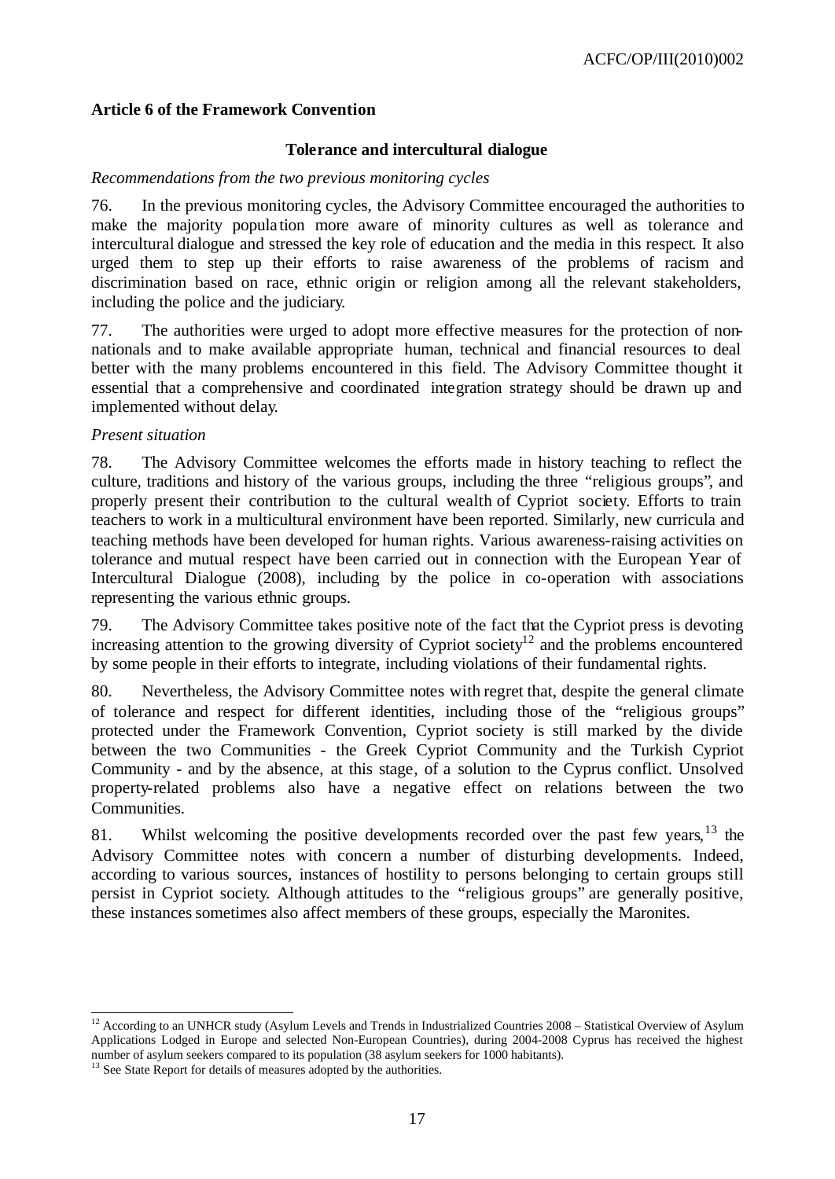### Article 6 of the Framework Convention

#### Tolerance and intercultural dialogue

*Recommendations from the two previous monitoring cycles*

76. In the previous monitoring cycles, the Advisory Committee encouraged the authorities to make the majority population more aware of minority cultures as well as tolerance and intercultural dialogue and stressed the key role of education and the media in this respect. It also urged them to step up their efforts to raise awareness of the problems of racism and discrimination based on race, ethnic origin or religion among all the relevant stakeholders, including the police and the judiciary.

77. The authorities were urged to adopt more effective measures for the protection of non-nationals and to make available appropriate human, technical and financial resources to deal better with the many problems encountered in this field. The Advisory Committee thought it essential that a comprehensive and coordinated integration strategy should be drawn up and implemented without delay.

*Present situation*

78. The Advisory Committee welcomes the efforts made in history teaching to reflect the culture, traditions and history of the various groups, including the three "religious groups", and properly present their contribution to the cultural wealth of Cypriot society. Efforts to train teachers to work in a multicultural environment have been reported. Similarly, new curricula and teaching methods have been developed for human rights. Various awareness-raising activities on tolerance and mutual respect have been carried out in connection with the European Year of Intercultural Dialogue (2008), including by the police in co-operation with associations representing the various ethnic groups.

79. The Advisory Committee takes positive note of the fact that the Cypriot press is devoting increasing attention to the growing diversity of Cypriot society[12] and the problems encountered by some people in their efforts to integrate, including violations of their fundamental rights.

80. Nevertheless, the Advisory Committee notes with regret that, despite the general climate of tolerance and respect for different identities, including those of the "religious groups" protected under the Framework Convention, Cypriot society is still marked by the divide between the two Communities - the Greek Cypriot Community and the Turkish Cypriot Community - and by the absence, at this stage, of a solution to the Cyprus conflict. Unsolved property-related problems also have a negative effect on relations between the two Communities.

81. Whilst welcoming the positive developments recorded over the past few years,[13] the Advisory Committee notes with concern a number of disturbing developments. Indeed, according to various sources, instances of hostility to persons belonging to certain groups still persist in Cypriot society. Although attitudes to the "religious groups" are generally positive, these instances sometimes also affect members of these groups, especially the Maronites.

---

[12] According to an UNHCR study (Asylum Levels and Trends in Industrialized Countries 2008 – Statistical Overview of Asylum Applications Lodged in Europe and selected Non-European Countries), during 2004-2008 Cyprus has received the highest number of asylum seekers compared to its population (38 asylum seekers for 1000 habitants).

[13] See State Report for details of measures adopted by the authorities.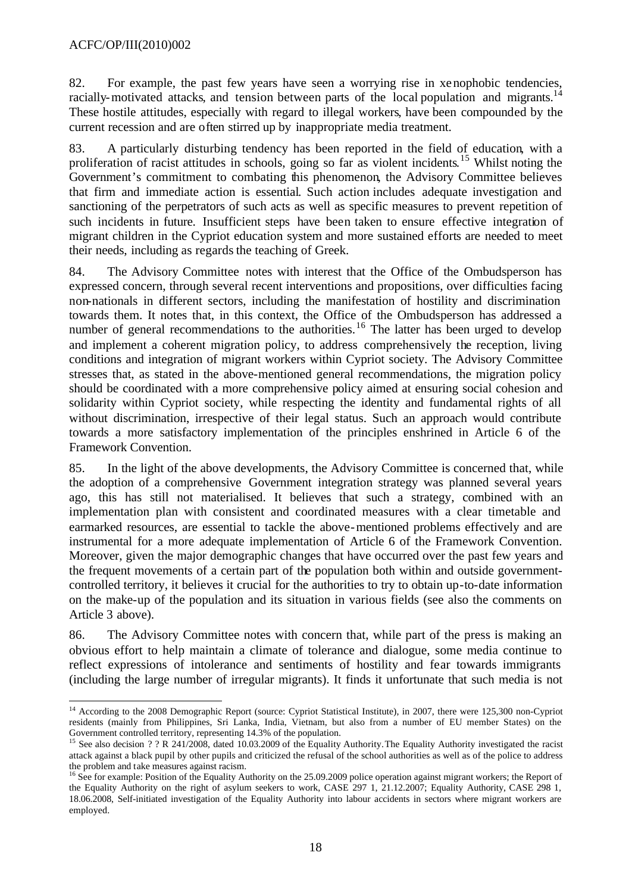82. For example, the past few years have seen a worrying rise in xenophobic tendencies, racially-motivated attacks, and tension between parts of the local population and migrants.[14] These hostile attitudes, especially with regard to illegal workers, have been compounded by the current recession and are often stirred up by inappropriate media treatment.

83. A particularly disturbing tendency has been reported in the field of education, with a proliferation of racist attitudes in schools, going so far as violent incidents.[15] Whilst noting the Government's commitment to combating this phenomenon, the Advisory Committee believes that firm and immediate action is essential. Such action includes adequate investigation and sanctioning of the perpetrators of such acts as well as specific measures to prevent repetition of such incidents in future. Insufficient steps have been taken to ensure effective integration of migrant children in the Cypriot education system and more sustained efforts are needed to meet their needs, including as regards the teaching of Greek.

84. The Advisory Committee notes with interest that the Office of the Ombudsperson has expressed concern, through several recent interventions and propositions, over difficulties facing non-nationals in different sectors, including the manifestation of hostility and discrimination towards them. It notes that, in this context, the Office of the Ombudsperson has addressed a number of general recommendations to the authorities.[16] The latter has been urged to develop and implement a coherent migration policy, to address comprehensively the reception, living conditions and integration of migrant workers within Cypriot society. The Advisory Committee stresses that, as stated in the above-mentioned general recommendations, the migration policy should be coordinated with a more comprehensive policy aimed at ensuring social cohesion and solidarity within Cypriot society, while respecting the identity and fundamental rights of all without discrimination, irrespective of their legal status. Such an approach would contribute towards a more satisfactory implementation of the principles enshrined in Article 6 of the Framework Convention.

85. In the light of the above developments, the Advisory Committee is concerned that, while the adoption of a comprehensive Government integration strategy was planned several years ago, this has still not materialised. It believes that such a strategy, combined with an implementation plan with consistent and coordinated measures with a clear timetable and earmarked resources, are essential to tackle the above-mentioned problems effectively and are instrumental for a more adequate implementation of Article 6 of the Framework Convention. Moreover, given the major demographic changes that have occurred over the past few years and the frequent movements of a certain part of the population both within and outside government-controlled territory, it believes it crucial for the authorities to try to obtain up-to-date information on the make-up of the population and its situation in various fields (see also the comments on Article 3 above).

86. The Advisory Committee notes with concern that, while part of the press is making an obvious effort to help maintain a climate of tolerance and dialogue, some media continue to reflect expressions of intolerance and sentiments of hostility and fear towards immigrants (including the large number of irregular migrants). It finds it unfortunate that such media is not

---

[14] According to the 2008 Demographic Report (source: Cypriot Statistical Institute), in 2007, there were 125,300 non-Cypriot residents (mainly from Philippines, Sri Lanka, India, Vietnam, but also from a number of EU member States) on the Government controlled territory, representing 14.3% of the population.

[15] See also decision ? ? R 241/2008, dated 10.03.2009 of the Equality Authority. The Equality Authority investigated the racist attack against a black pupil by other pupils and criticized the refusal of the school authorities as well as of the police to address the problem and take measures against racism.

[16] See for example: Position of the Equality Authority on the 25.09.2009 police operation against migrant workers; the Report of the Equality Authority on the right of asylum seekers to work, CASE 297 1, 21.12.2007; Equality Authority, CASE 298 1, 18.06.2008, Self-initiated investigation of the Equality Authority into labour accidents in sectors where migrant workers are employed.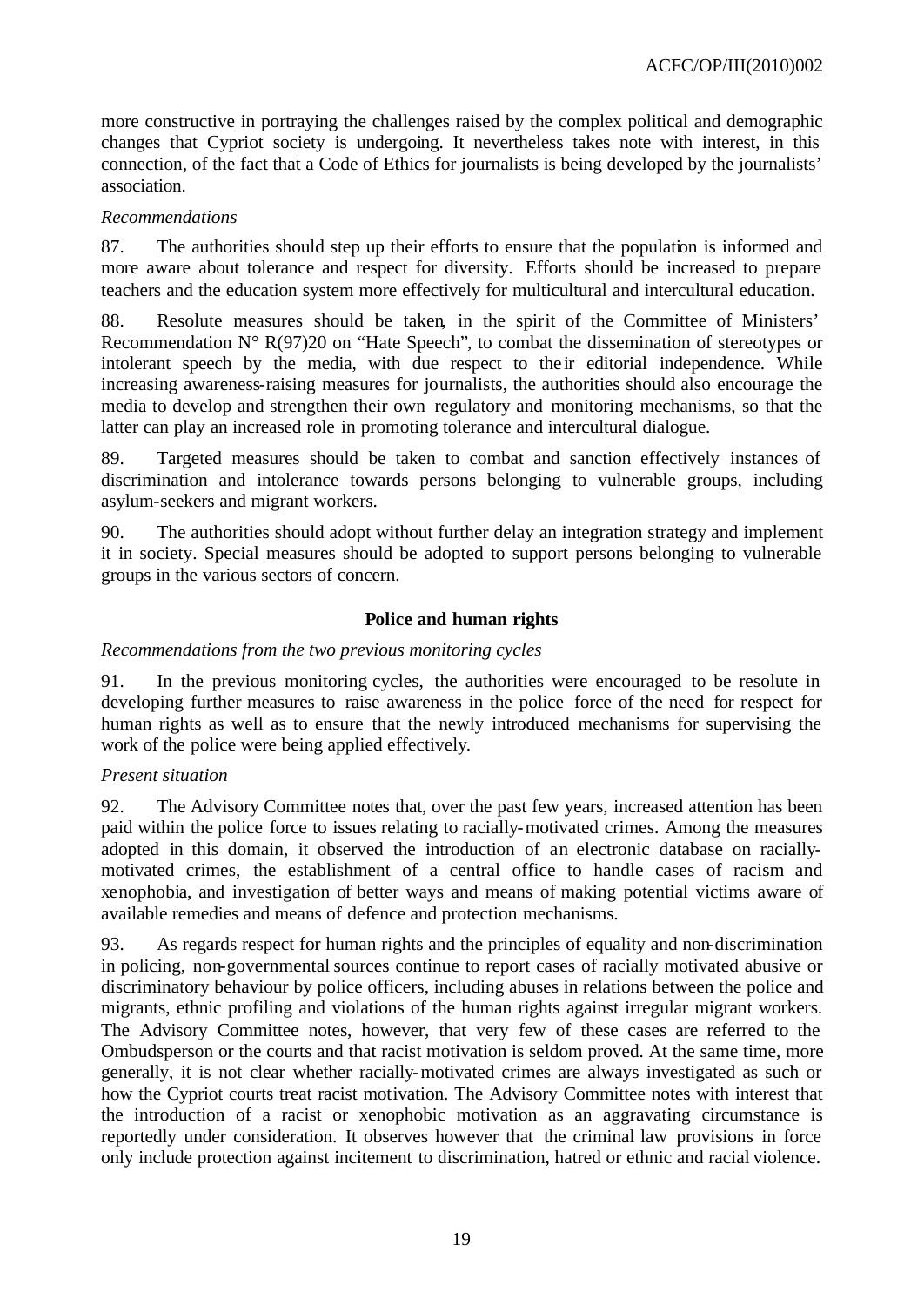more constructive in portraying the challenges raised by the complex political and demographic changes that Cypriot society is undergoing. It nevertheless takes note with interest, in this connection, of the fact that a Code of Ethics for journalists is being developed by the journalists' association.

*Recommendations*

87. The authorities should step up their efforts to ensure that the population is informed and more aware about tolerance and respect for diversity. Efforts should be increased to prepare teachers and the education system more effectively for multicultural and intercultural education.

88. Resolute measures should be taken, in the spirit of the Committee of Ministers' Recommendation N° R(97)20 on "Hate Speech", to combat the dissemination of stereotypes or intolerant speech by the media, with due respect to their editorial independence. While increasing awareness-raising measures for journalists, the authorities should also encourage the media to develop and strengthen their own regulatory and monitoring mechanisms, so that the latter can play an increased role in promoting tolerance and intercultural dialogue.

89. Targeted measures should be taken to combat and sanction effectively instances of discrimination and intolerance towards persons belonging to vulnerable groups, including asylum-seekers and migrant workers.

90. The authorities should adopt without further delay an integration strategy and implement it in society. Special measures should be adopted to support persons belonging to vulnerable groups in the various sectors of concern.

### Police and human rights

*Recommendations from the two previous monitoring cycles*

91. In the previous monitoring cycles, the authorities were encouraged to be resolute in developing further measures to raise awareness in the police force of the need for respect for human rights as well as to ensure that the newly introduced mechanisms for supervising the work of the police were being applied effectively.

*Present situation*

92. The Advisory Committee notes that, over the past few years, increased attention has been paid within the police force to issues relating to racially-motivated crimes. Among the measures adopted in this domain, it observed the introduction of an electronic database on racially-motivated crimes, the establishment of a central office to handle cases of racism and xenophobia, and investigation of better ways and means of making potential victims aware of available remedies and means of defence and protection mechanisms.

93. As regards respect for human rights and the principles of equality and non-discrimination in policing, non-governmental sources continue to report cases of racially motivated abusive or discriminatory behaviour by police officers, including abuses in relations between the police and migrants, ethnic profiling and violations of the human rights against irregular migrant workers. The Advisory Committee notes, however, that very few of these cases are referred to the Ombudsperson or the courts and that racist motivation is seldom proved. At the same time, more generally, it is not clear whether racially-motivated crimes are always investigated as such or how the Cypriot courts treat racist motivation. The Advisory Committee notes with interest that the introduction of a racist or xenophobic motivation as an aggravating circumstance is reportedly under consideration. It observes however that the criminal law provisions in force only include protection against incitement to discrimination, hatred or ethnic and racial violence.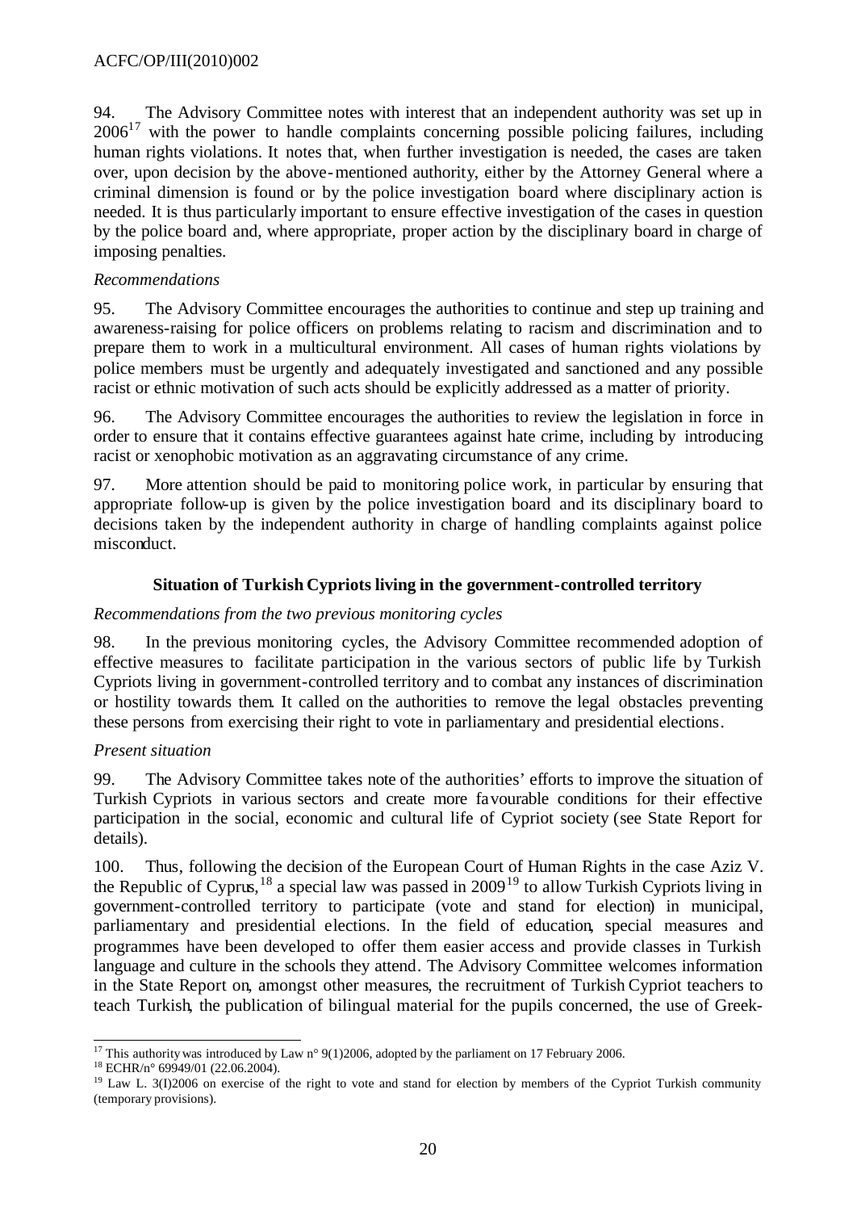94. The Advisory Committee notes with interest that an independent authority was set up in 2006[17] with the power to handle complaints concerning possible policing failures, including human rights violations. It notes that, when further investigation is needed, the cases are taken over, upon decision by the above-mentioned authority, either by the Attorney General where a criminal dimension is found or by the police investigation board where disciplinary action is needed. It is thus particularly important to ensure effective investigation of the cases in question by the police board and, where appropriate, proper action by the disciplinary board in charge of imposing penalties.

*Recommendations*

95. The Advisory Committee encourages the authorities to continue and step up training and awareness-raising for police officers on problems relating to racism and discrimination and to prepare them to work in a multicultural environment. All cases of human rights violations by police members must be urgently and adequately investigated and sanctioned and any possible racist or ethnic motivation of such acts should be explicitly addressed as a matter of priority.

96. The Advisory Committee encourages the authorities to review the legislation in force in order to ensure that it contains effective guarantees against hate crime, including by introducing racist or xenophobic motivation as an aggravating circumstance of any crime.

97. More attention should be paid to monitoring police work, in particular by ensuring that appropriate follow-up is given by the police investigation board and its disciplinary board to decisions taken by the independent authority in charge of handling complaints against police misconduct.

**Situation of Turkish Cypriots living in the government-controlled territory**

*Recommendations from the two previous monitoring cycles*

98. In the previous monitoring cycles, the Advisory Committee recommended adoption of effective measures to facilitate participation in the various sectors of public life by Turkish Cypriots living in government-controlled territory and to combat any instances of discrimination or hostility towards them. It called on the authorities to remove the legal obstacles preventing these persons from exercising their right to vote in parliamentary and presidential elections.

*Present situation*

99. The Advisory Committee takes note of the authorities' efforts to improve the situation of Turkish Cypriots in various sectors and create more favourable conditions for their effective participation in the social, economic and cultural life of Cypriot society (see State Report for details).

100. Thus, following the decision of the European Court of Human Rights in the case Aziz V. the Republic of Cyprus,[18] a special law was passed in 2009[19] to allow Turkish Cypriots living in government-controlled territory to participate (vote and stand for election) in municipal, parliamentary and presidential elections. In the field of education, special measures and programmes have been developed to offer them easier access and provide classes in Turkish language and culture in the schools they attend. The Advisory Committee welcomes information in the State Report on, amongst other measures, the recruitment of Turkish Cypriot teachers to teach Turkish, the publication of bilingual material for the pupils concerned, the use of Greek-

---

[17] This authority was introduced by Law n° 9(1)2006, adopted by the parliament on 17 February 2006.

[18] ECHR/n° 69949/01 (22.06.2004).

[19] Law L. 3(I)2006 on exercise of the right to vote and stand for election by members of the Cypriot Turkish community (temporary provisions).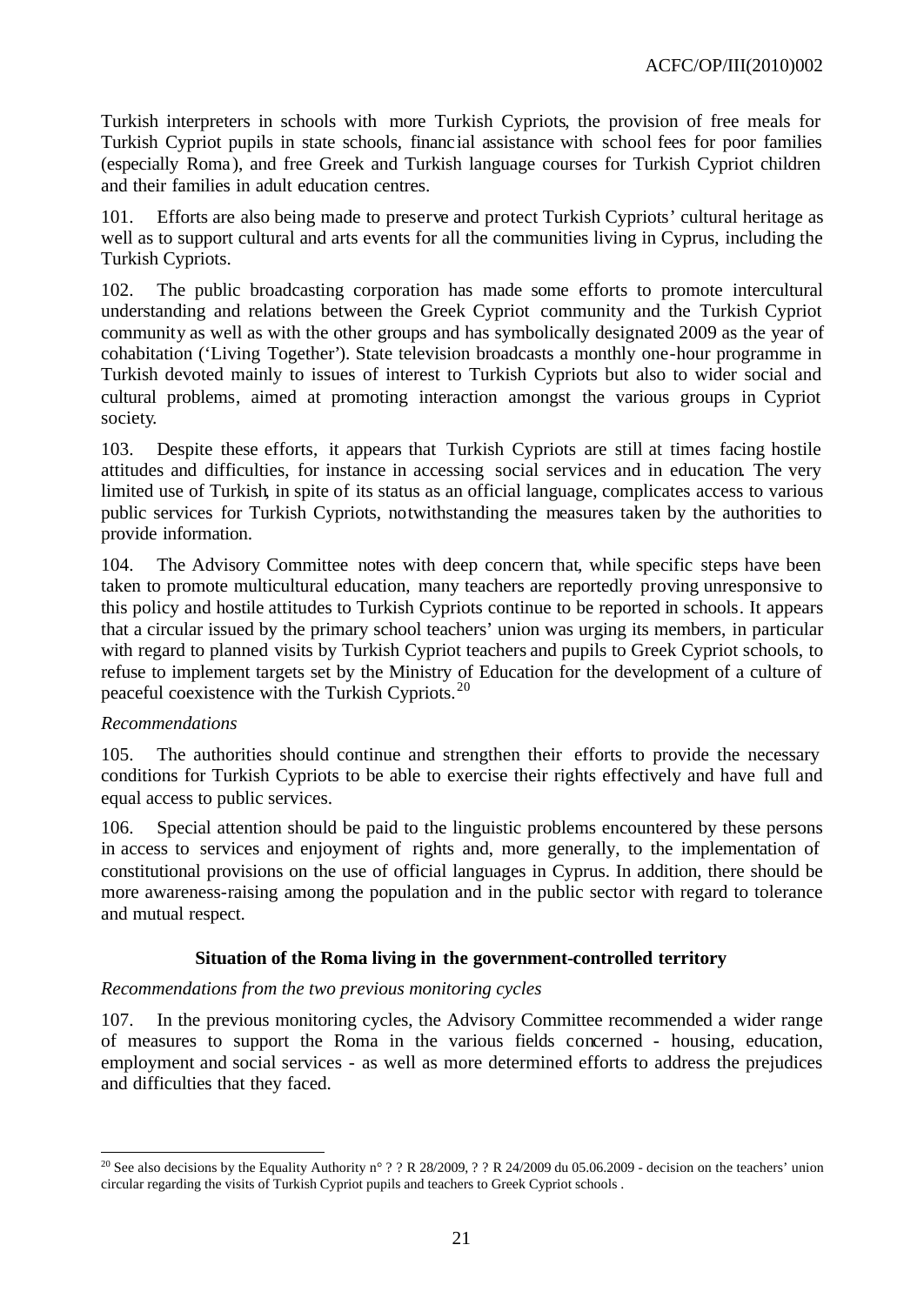Turkish interpreters in schools with more Turkish Cypriots, the provision of free meals for Turkish Cypriot pupils in state schools, financial assistance with school fees for poor families (especially Roma), and free Greek and Turkish language courses for Turkish Cypriot children and their families in adult education centres.

101. Efforts are also being made to preserve and protect Turkish Cypriots' cultural heritage as well as to support cultural and arts events for all the communities living in Cyprus, including the Turkish Cypriots.

102. The public broadcasting corporation has made some efforts to promote intercultural understanding and relations between the Greek Cypriot community and the Turkish Cypriot community as well as with the other groups and has symbolically designated 2009 as the year of cohabitation ('Living Together'). State television broadcasts a monthly one-hour programme in Turkish devoted mainly to issues of interest to Turkish Cypriots but also to wider social and cultural problems, aimed at promoting interaction amongst the various groups in Cypriot society.

103. Despite these efforts, it appears that Turkish Cypriots are still at times facing hostile attitudes and difficulties, for instance in accessing social services and in education. The very limited use of Turkish, in spite of its status as an official language, complicates access to various public services for Turkish Cypriots, notwithstanding the measures taken by the authorities to provide information.

104. The Advisory Committee notes with deep concern that, while specific steps have been taken to promote multicultural education, many teachers are reportedly proving unresponsive to this policy and hostile attitudes to Turkish Cypriots continue to be reported in schools. It appears that a circular issued by the primary school teachers' union was urging its members, in particular with regard to planned visits by Turkish Cypriot teachers and pupils to Greek Cypriot schools, to refuse to implement targets set by the Ministry of Education for the development of a culture of peaceful coexistence with the Turkish Cypriots.[20]

*Recommendations*

105. The authorities should continue and strengthen their efforts to provide the necessary conditions for Turkish Cypriots to be able to exercise their rights effectively and have full and equal access to public services.

106. Special attention should be paid to the linguistic problems encountered by these persons in access to services and enjoyment of rights and, more generally, to the implementation of constitutional provisions on the use of official languages in Cyprus. In addition, there should be more awareness-raising among the population and in the public sector with regard to tolerance and mutual respect.

### Situation of the Roma living in the government-controlled territory

*Recommendations from the two previous monitoring cycles*

107. In the previous monitoring cycles, the Advisory Committee recommended a wider range of measures to support the Roma in the various fields concerned - housing, education, employment and social services - as well as more determined efforts to address the prejudices and difficulties that they faced.

---

[20] See also decisions by the Equality Authority n° ? ? R 28/2009, ? ? R 24/2009 du 05.06.2009 - decision on the teachers' union circular regarding the visits of Turkish Cypriot pupils and teachers to Greek Cypriot schools .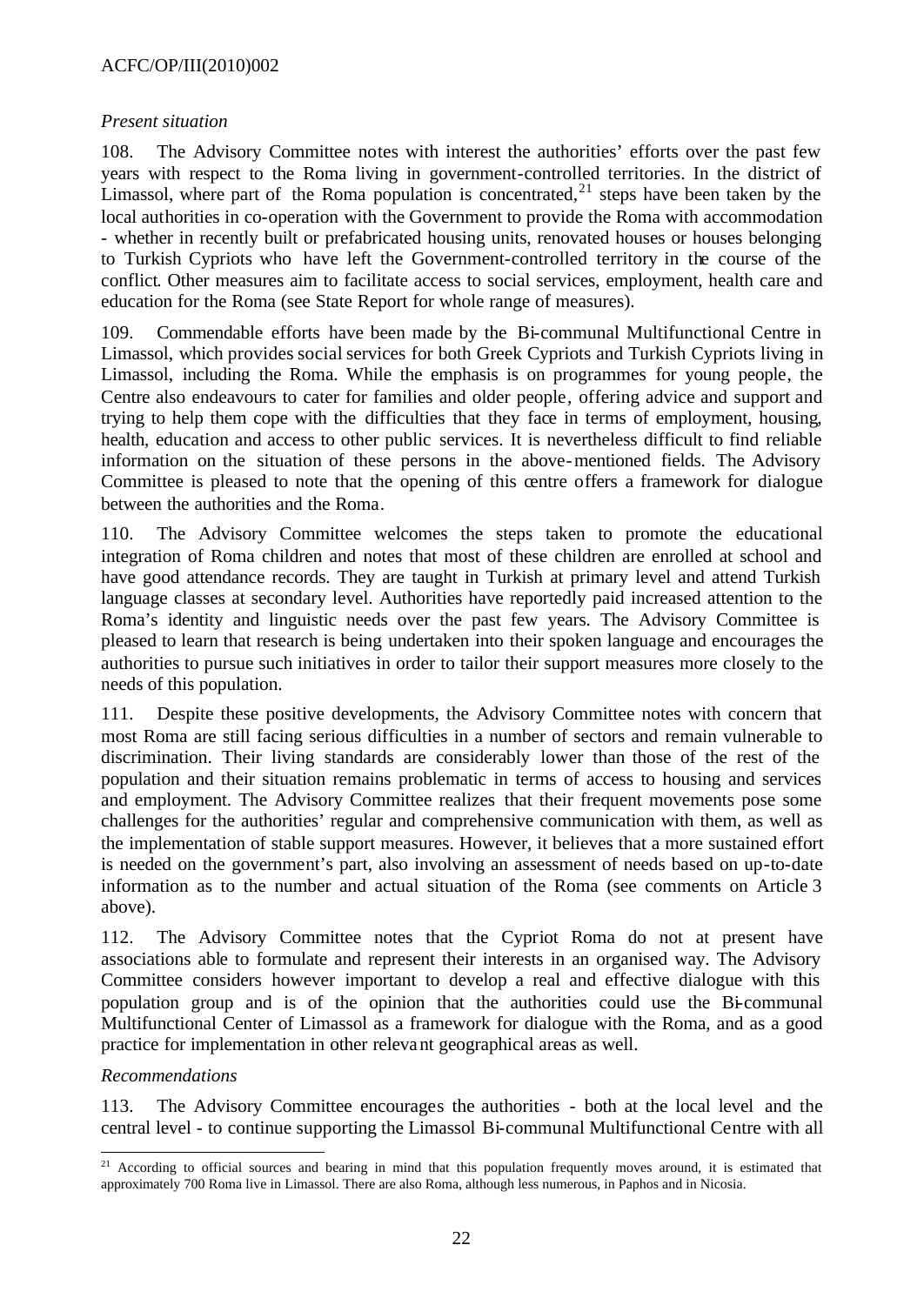*Present situation*

108. The Advisory Committee notes with interest the authorities' efforts over the past few years with respect to the Roma living in government-controlled territories. In the district of Limassol, where part of the Roma population is concentrated,[21] steps have been taken by the local authorities in co-operation with the Government to provide the Roma with accommodation - whether in recently built or prefabricated housing units, renovated houses or houses belonging to Turkish Cypriots who have left the Government-controlled territory in the course of the conflict. Other measures aim to facilitate access to social services, employment, health care and education for the Roma (see State Report for whole range of measures).

109. Commendable efforts have been made by the Bi-communal Multifunctional Centre in Limassol, which provides social services for both Greek Cypriots and Turkish Cypriots living in Limassol, including the Roma. While the emphasis is on programmes for young people, the Centre also endeavours to cater for families and older people, offering advice and support and trying to help them cope with the difficulties that they face in terms of employment, housing, health, education and access to other public services. It is nevertheless difficult to find reliable information on the situation of these persons in the above-mentioned fields. The Advisory Committee is pleased to note that the opening of this centre offers a framework for dialogue between the authorities and the Roma.

110. The Advisory Committee welcomes the steps taken to promote the educational integration of Roma children and notes that most of these children are enrolled at school and have good attendance records. They are taught in Turkish at primary level and attend Turkish language classes at secondary level. Authorities have reportedly paid increased attention to the Roma's identity and linguistic needs over the past few years. The Advisory Committee is pleased to learn that research is being undertaken into their spoken language and encourages the authorities to pursue such initiatives in order to tailor their support measures more closely to the needs of this population.

111. Despite these positive developments, the Advisory Committee notes with concern that most Roma are still facing serious difficulties in a number of sectors and remain vulnerable to discrimination. Their living standards are considerably lower than those of the rest of the population and their situation remains problematic in terms of access to housing and services and employment. The Advisory Committee realizes that their frequent movements pose some challenges for the authorities' regular and comprehensive communication with them, as well as the implementation of stable support measures. However, it believes that a more sustained effort is needed on the government's part, also involving an assessment of needs based on up-to-date information as to the number and actual situation of the Roma (see comments on Article 3 above).

112. The Advisory Committee notes that the Cypriot Roma do not at present have associations able to formulate and represent their interests in an organised way. The Advisory Committee considers however important to develop a real and effective dialogue with this population group and is of the opinion that the authorities could use the Bi-communal Multifunctional Center of Limassol as a framework for dialogue with the Roma, and as a good practice for implementation in other relevant geographical areas as well.

*Recommendations*

113. The Advisory Committee encourages the authorities - both at the local level and the central level - to continue supporting the Limassol Bi-communal Multifunctional Centre with all

[21] According to official sources and bearing in mind that this population frequently moves around, it is estimated that approximately 700 Roma live in Limassol. There are also Roma, although less numerous, in Paphos and in Nicosia.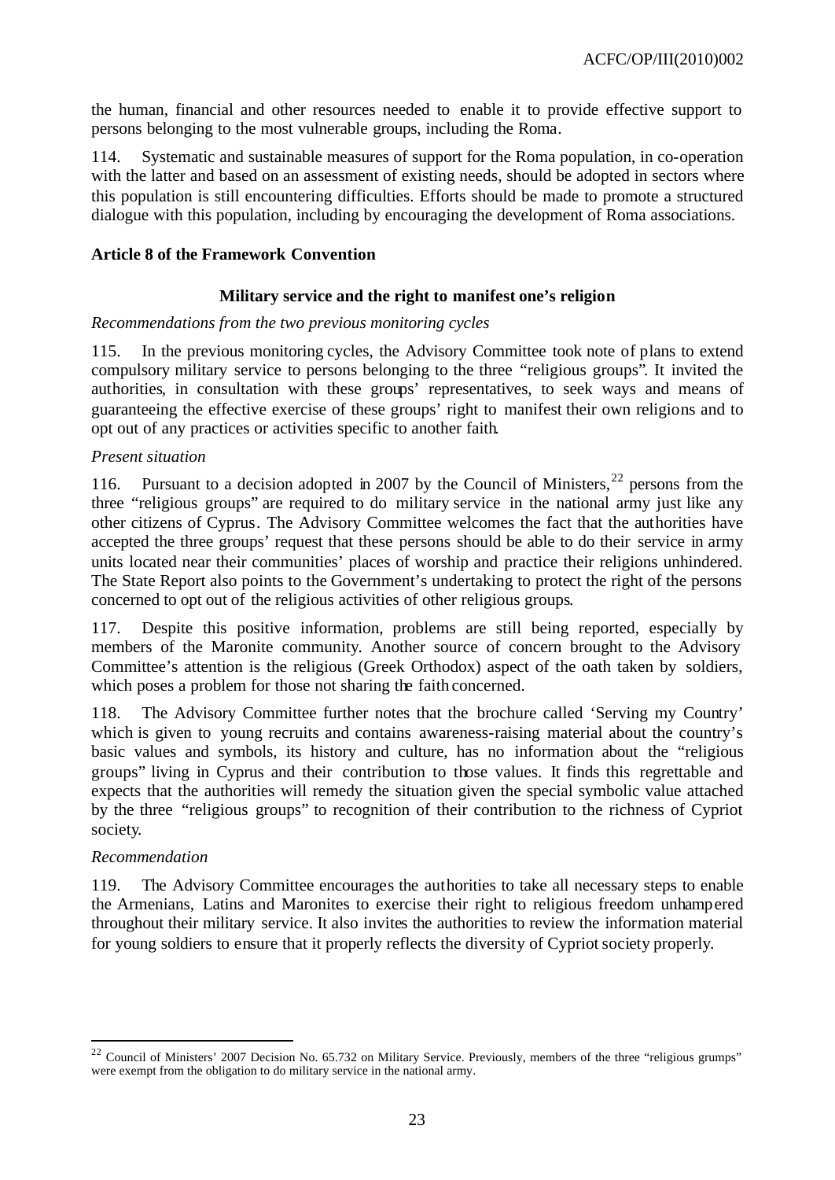the human, financial and other resources needed to enable it to provide effective support to persons belonging to the most vulnerable groups, including the Roma.

114. Systematic and sustainable measures of support for the Roma population, in co-operation with the latter and based on an assessment of existing needs, should be adopted in sectors where this population is still encountering difficulties. Efforts should be made to promote a structured dialogue with this population, including by encouraging the development of Roma associations.

**Article 8 of the Framework Convention**

**Military service and the right to manifest one's religion**

*Recommendations from the two previous monitoring cycles*

115. In the previous monitoring cycles, the Advisory Committee took note of plans to extend compulsory military service to persons belonging to the three "religious groups". It invited the authorities, in consultation with these groups' representatives, to seek ways and means of guaranteeing the effective exercise of these groups' right to manifest their own religions and to opt out of any practices or activities specific to another faith.

*Present situation*

116. Pursuant to a decision adopted in 2007 by the Council of Ministers,[22] persons from the three "religious groups" are required to do military service in the national army just like any other citizens of Cyprus. The Advisory Committee welcomes the fact that the authorities have accepted the three groups' request that these persons should be able to do their service in army units located near their communities' places of worship and practice their religions unhindered. The State Report also points to the Government's undertaking to protect the right of the persons concerned to opt out of the religious activities of other religious groups.

117. Despite this positive information, problems are still being reported, especially by members of the Maronite community. Another source of concern brought to the Advisory Committee's attention is the religious (Greek Orthodox) aspect of the oath taken by soldiers, which poses a problem for those not sharing the faith concerned.

118. The Advisory Committee further notes that the brochure called 'Serving my Country' which is given to young recruits and contains awareness-raising material about the country's basic values and symbols, its history and culture, has no information about the "religious groups" living in Cyprus and their contribution to those values. It finds this regrettable and expects that the authorities will remedy the situation given the special symbolic value attached by the three "religious groups" to recognition of their contribution to the richness of Cypriot society.

*Recommendation*

119. The Advisory Committee encourages the authorities to take all necessary steps to enable the Armenians, Latins and Maronites to exercise their right to religious freedom unhampered throughout their military service. It also invites the authorities to review the information material for young soldiers to ensure that it properly reflects the diversity of Cypriot society properly.

---

[22] Council of Ministers' 2007 Decision No. 65.732 on Military Service. Previously, members of the three "religious grumps" were exempt from the obligation to do military service in the national army.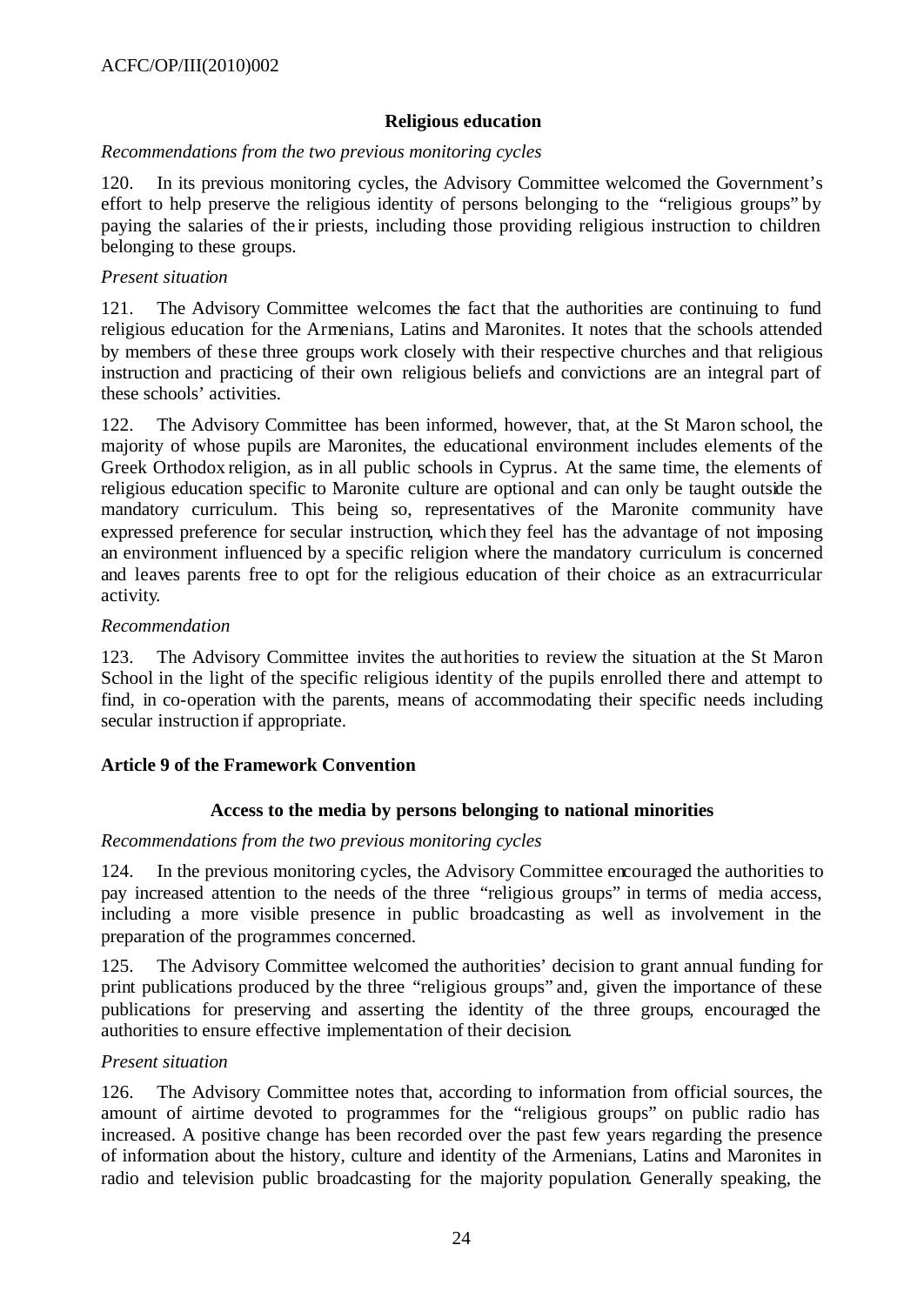### Religious education

*Recommendations from the two previous monitoring cycles*

120. In its previous monitoring cycles, the Advisory Committee welcomed the Government's effort to help preserve the religious identity of persons belonging to the "religious groups" by paying the salaries of their priests, including those providing religious instruction to children belonging to these groups.

*Present situation*

121. The Advisory Committee welcomes the fact that the authorities are continuing to fund religious education for the Armenians, Latins and Maronites. It notes that the schools attended by members of these three groups work closely with their respective churches and that religious instruction and practicing of their own religious beliefs and convictions are an integral part of these schools' activities.

122. The Advisory Committee has been informed, however, that, at the St Maron school, the majority of whose pupils are Maronites, the educational environment includes elements of the Greek Orthodox religion, as in all public schools in Cyprus. At the same time, the elements of religious education specific to Maronite culture are optional and can only be taught outside the mandatory curriculum. This being so, representatives of the Maronite community have expressed preference for secular instruction, which they feel has the advantage of not imposing an environment influenced by a specific religion where the mandatory curriculum is concerned and leaves parents free to opt for the religious education of their choice as an extracurricular activity.

*Recommendation*

123. The Advisory Committee invites the authorities to review the situation at the St Maron School in the light of the specific religious identity of the pupils enrolled there and attempt to find, in co-operation with the parents, means of accommodating their specific needs including secular instruction if appropriate.

## Article 9 of the Framework Convention

### Access to the media by persons belonging to national minorities

*Recommendations from the two previous monitoring cycles*

124. In the previous monitoring cycles, the Advisory Committee encouraged the authorities to pay increased attention to the needs of the three "religious groups" in terms of media access, including a more visible presence in public broadcasting as well as involvement in the preparation of the programmes concerned.

125. The Advisory Committee welcomed the authorities' decision to grant annual funding for print publications produced by the three "religious groups" and, given the importance of these publications for preserving and asserting the identity of the three groups, encouraged the authorities to ensure effective implementation of their decision.

*Present situation*

126. The Advisory Committee notes that, according to information from official sources, the amount of airtime devoted to programmes for the "religious groups" on public radio has increased. A positive change has been recorded over the past few years regarding the presence of information about the history, culture and identity of the Armenians, Latins and Maronites in radio and television public broadcasting for the majority population. Generally speaking, the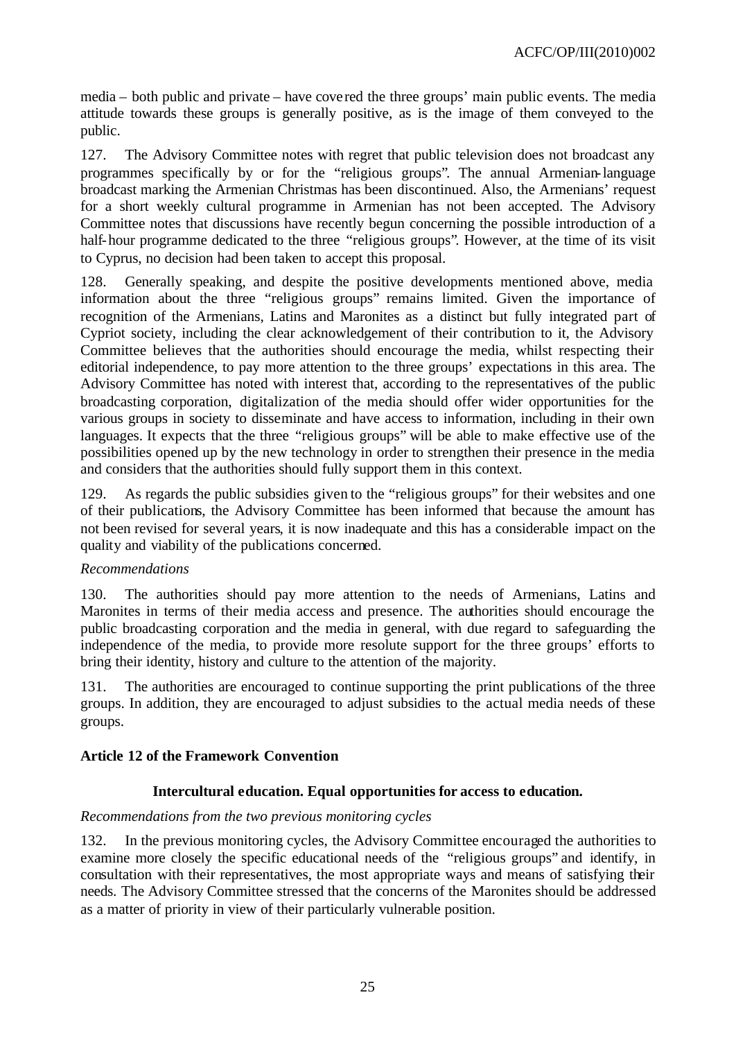media – both public and private – have covered the three groups' main public events. The media attitude towards these groups is generally positive, as is the image of them conveyed to the public.

127. The Advisory Committee notes with regret that public television does not broadcast any programmes specifically by or for the "religious groups". The annual Armenian-language broadcast marking the Armenian Christmas has been discontinued. Also, the Armenians' request for a short weekly cultural programme in Armenian has not been accepted. The Advisory Committee notes that discussions have recently begun concerning the possible introduction of a half-hour programme dedicated to the three "religious groups". However, at the time of its visit to Cyprus, no decision had been taken to accept this proposal.

128. Generally speaking, and despite the positive developments mentioned above, media information about the three "religious groups" remains limited. Given the importance of recognition of the Armenians, Latins and Maronites as a distinct but fully integrated part of Cypriot society, including the clear acknowledgement of their contribution to it, the Advisory Committee believes that the authorities should encourage the media, whilst respecting their editorial independence, to pay more attention to the three groups' expectations in this area. The Advisory Committee has noted with interest that, according to the representatives of the public broadcasting corporation, digitalization of the media should offer wider opportunities for the various groups in society to disseminate and have access to information, including in their own languages. It expects that the three "religious groups" will be able to make effective use of the possibilities opened up by the new technology in order to strengthen their presence in the media and considers that the authorities should fully support them in this context.

129. As regards the public subsidies given to the "religious groups" for their websites and one of their publications, the Advisory Committee has been informed that because the amount has not been revised for several years, it is now inadequate and this has a considerable impact on the quality and viability of the publications concerned.

*Recommendations*

130. The authorities should pay more attention to the needs of Armenians, Latins and Maronites in terms of their media access and presence. The authorities should encourage the public broadcasting corporation and the media in general, with due regard to safeguarding the independence of the media, to provide more resolute support for the three groups' efforts to bring their identity, history and culture to the attention of the majority.

131. The authorities are encouraged to continue supporting the print publications of the three groups. In addition, they are encouraged to adjust subsidies to the actual media needs of these groups.

### Article 12 of the Framework Convention

#### Intercultural education. Equal opportunities for access to education.

*Recommendations from the two previous monitoring cycles*

132. In the previous monitoring cycles, the Advisory Committee encouraged the authorities to examine more closely the specific educational needs of the "religious groups" and identify, in consultation with their representatives, the most appropriate ways and means of satisfying their needs. The Advisory Committee stressed that the concerns of the Maronites should be addressed as a matter of priority in view of their particularly vulnerable position.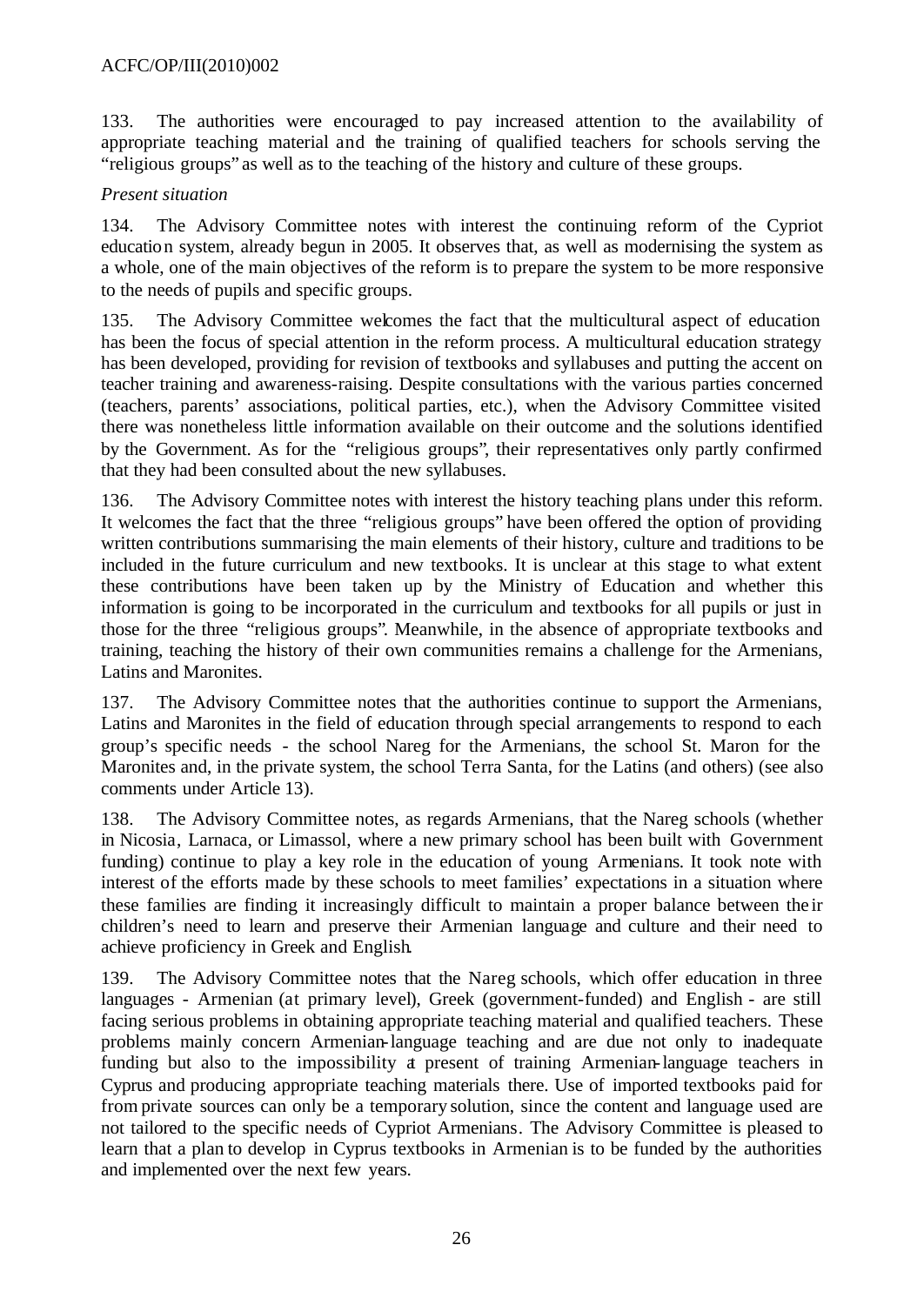133. The authorities were encouraged to pay increased attention to the availability of appropriate teaching material and the training of qualified teachers for schools serving the "religious groups" as well as to the teaching of the history and culture of these groups.

*Present situation*

134. The Advisory Committee notes with interest the continuing reform of the Cypriot education system, already begun in 2005. It observes that, as well as modernising the system as a whole, one of the main objectives of the reform is to prepare the system to be more responsive to the needs of pupils and specific groups.

135. The Advisory Committee welcomes the fact that the multicultural aspect of education has been the focus of special attention in the reform process. A multicultural education strategy has been developed, providing for revision of textbooks and syllabuses and putting the accent on teacher training and awareness-raising. Despite consultations with the various parties concerned (teachers, parents' associations, political parties, etc.), when the Advisory Committee visited there was nonetheless little information available on their outcome and the solutions identified by the Government. As for the "religious groups", their representatives only partly confirmed that they had been consulted about the new syllabuses.

136. The Advisory Committee notes with interest the history teaching plans under this reform. It welcomes the fact that the three "religious groups" have been offered the option of providing written contributions summarising the main elements of their history, culture and traditions to be included in the future curriculum and new textbooks. It is unclear at this stage to what extent these contributions have been taken up by the Ministry of Education and whether this information is going to be incorporated in the curriculum and textbooks for all pupils or just in those for the three "religious groups". Meanwhile, in the absence of appropriate textbooks and training, teaching the history of their own communities remains a challenge for the Armenians, Latins and Maronites.

137. The Advisory Committee notes that the authorities continue to support the Armenians, Latins and Maronites in the field of education through special arrangements to respond to each group's specific needs - the school Nareg for the Armenians, the school St. Maron for the Maronites and, in the private system, the school Terra Santa, for the Latins (and others) (see also comments under Article 13).

138. The Advisory Committee notes, as regards Armenians, that the Nareg schools (whether in Nicosia, Larnaca, or Limassol, where a new primary school has been built with Government funding) continue to play a key role in the education of young Armenians. It took note with interest of the efforts made by these schools to meet families' expectations in a situation where these families are finding it increasingly difficult to maintain a proper balance between their children's need to learn and preserve their Armenian language and culture and their need to achieve proficiency in Greek and English.

139. The Advisory Committee notes that the Nareg schools, which offer education in three languages - Armenian (at primary level), Greek (government-funded) and English - are still facing serious problems in obtaining appropriate teaching material and qualified teachers. These problems mainly concern Armenian-language teaching and are due not only to inadequate funding but also to the impossibility at present of training Armenian-language teachers in Cyprus and producing appropriate teaching materials there. Use of imported textbooks paid for from private sources can only be a temporary solution, since the content and language used are not tailored to the specific needs of Cypriot Armenians. The Advisory Committee is pleased to learn that a plan to develop in Cyprus textbooks in Armenian is to be funded by the authorities and implemented over the next few years.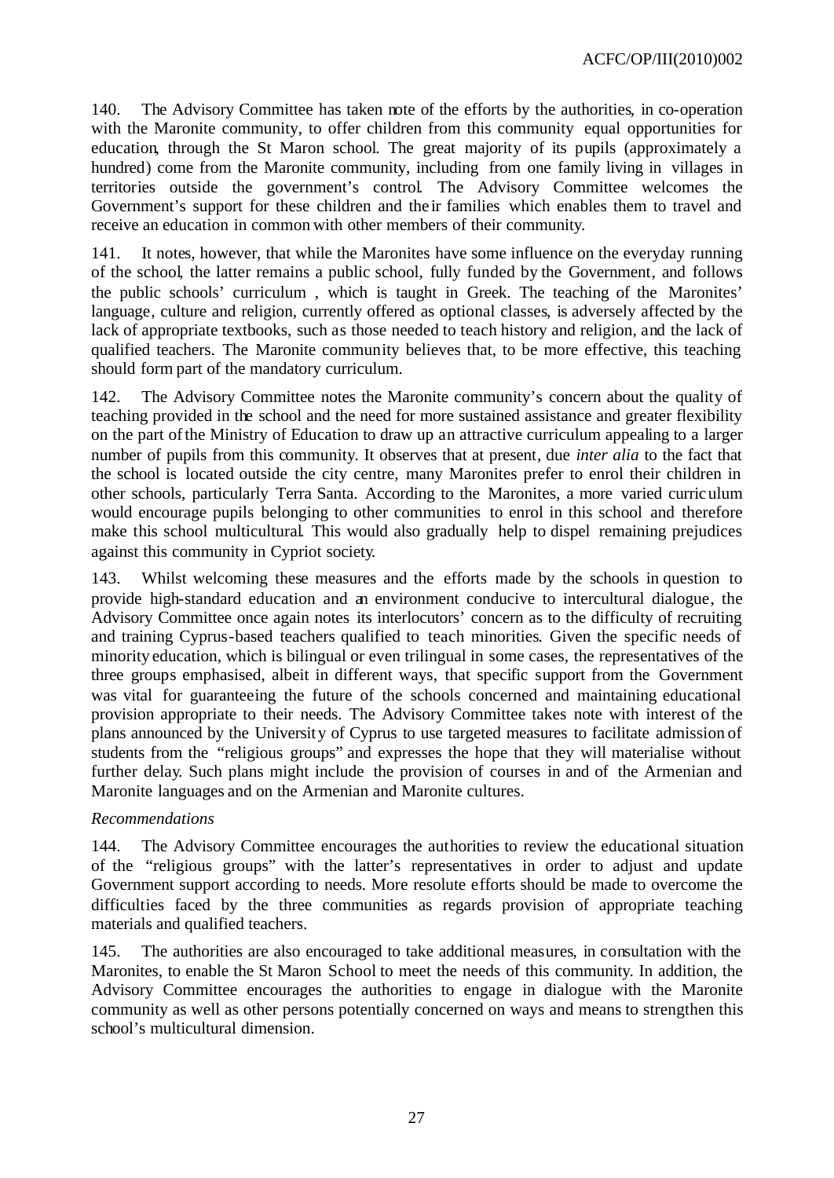140. The Advisory Committee has taken note of the efforts by the authorities, in co-operation with the Maronite community, to offer children from this community equal opportunities for education, through the St Maron school. The great majority of its pupils (approximately a hundred) come from the Maronite community, including from one family living in villages in territories outside the government's control. The Advisory Committee welcomes the Government's support for these children and their families which enables them to travel and receive an education in common with other members of their community.

141. It notes, however, that while the Maronites have some influence on the everyday running of the school, the latter remains a public school, fully funded by the Government, and follows the public schools' curriculum , which is taught in Greek. The teaching of the Maronites' language, culture and religion, currently offered as optional classes, is adversely affected by the lack of appropriate textbooks, such as those needed to teach history and religion, and the lack of qualified teachers. The Maronite community believes that, to be more effective, this teaching should form part of the mandatory curriculum.

142. The Advisory Committee notes the Maronite community's concern about the quality of teaching provided in the school and the need for more sustained assistance and greater flexibility on the part of the Ministry of Education to draw up an attractive curriculum appealing to a larger number of pupils from this community. It observes that at present, due *inter alia* to the fact that the school is located outside the city centre, many Maronites prefer to enrol their children in other schools, particularly Terra Santa. According to the Maronites, a more varied curriculum would encourage pupils belonging to other communities to enrol in this school and therefore make this school multicultural. This would also gradually help to dispel remaining prejudices against this community in Cypriot society.

143. Whilst welcoming these measures and the efforts made by the schools in question to provide high-standard education and an environment conducive to intercultural dialogue, the Advisory Committee once again notes its interlocutors' concern as to the difficulty of recruiting and training Cyprus-based teachers qualified to teach minorities. Given the specific needs of minority education, which is bilingual or even trilingual in some cases, the representatives of the three groups emphasised, albeit in different ways, that specific support from the Government was vital for guaranteeing the future of the schools concerned and maintaining educational provision appropriate to their needs. The Advisory Committee takes note with interest of the plans announced by the University of Cyprus to use targeted measures to facilitate admission of students from the "religious groups" and expresses the hope that they will materialise without further delay. Such plans might include the provision of courses in and of the Armenian and Maronite languages and on the Armenian and Maronite cultures.

*Recommendations*

144. The Advisory Committee encourages the authorities to review the educational situation of the "religious groups" with the latter's representatives in order to adjust and update Government support according to needs. More resolute efforts should be made to overcome the difficulties faced by the three communities as regards provision of appropriate teaching materials and qualified teachers.

145. The authorities are also encouraged to take additional measures, in consultation with the Maronites, to enable the St Maron School to meet the needs of this community. In addition, the Advisory Committee encourages the authorities to engage in dialogue with the Maronite community as well as other persons potentially concerned on ways and means to strengthen this school's multicultural dimension.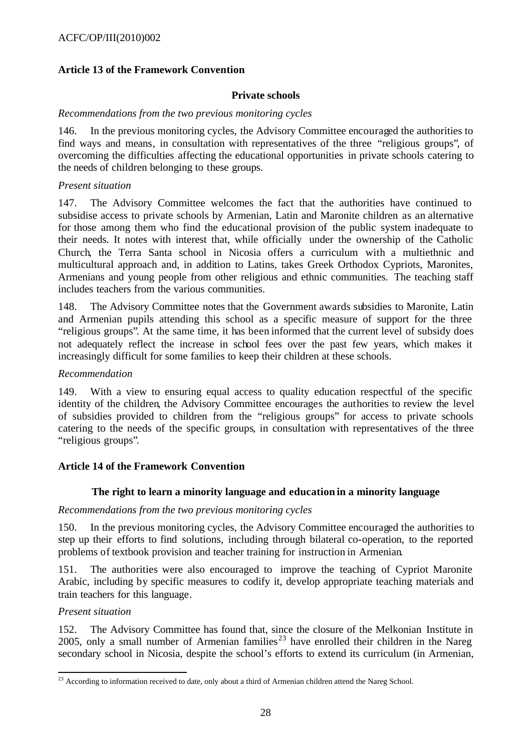### Article 13 of the Framework Convention

#### Private schools

*Recommendations from the two previous monitoring cycles*

146. In the previous monitoring cycles, the Advisory Committee encouraged the authorities to find ways and means, in consultation with representatives of the three "religious groups", of overcoming the difficulties affecting the educational opportunities in private schools catering to the needs of children belonging to these groups.

*Present situation*

147. The Advisory Committee welcomes the fact that the authorities have continued to subsidise access to private schools by Armenian, Latin and Maronite children as an alternative for those among them who find the educational provision of the public system inadequate to their needs. It notes with interest that, while officially under the ownership of the Catholic Church, the Terra Santa school in Nicosia offers a curriculum with a multiethnic and multicultural approach and, in addition to Latins, takes Greek Orthodox Cypriots, Maronites, Armenians and young people from other religious and ethnic communities. The teaching staff includes teachers from the various communities.

148. The Advisory Committee notes that the Government awards subsidies to Maronite, Latin and Armenian pupils attending this school as a specific measure of support for the three "religious groups". At the same time, it has been informed that the current level of subsidy does not adequately reflect the increase in school fees over the past few years, which makes it increasingly difficult for some families to keep their children at these schools.

*Recommendation*

149. With a view to ensuring equal access to quality education respectful of the specific identity of the children, the Advisory Committee encourages the authorities to review the level of subsidies provided to children from the "religious groups" for access to private schools catering to the needs of the specific groups, in consultation with representatives of the three "religious groups".

### Article 14 of the Framework Convention

#### The right to learn a minority language and education in a minority language

*Recommendations from the two previous monitoring cycles*

150. In the previous monitoring cycles, the Advisory Committee encouraged the authorities to step up their efforts to find solutions, including through bilateral co-operation, to the reported problems of textbook provision and teacher training for instruction in Armenian.

151. The authorities were also encouraged to improve the teaching of Cypriot Maronite Arabic, including by specific measures to codify it, develop appropriate teaching materials and train teachers for this language.

*Present situation*

152. The Advisory Committee has found that, since the closure of the Melkonian Institute in 2005, only a small number of Armenian families[23] have enrolled their children in the Nareg secondary school in Nicosia, despite the school's efforts to extend its curriculum (in Armenian,

[23] According to information received to date, only about a third of Armenian children attend the Nareg School.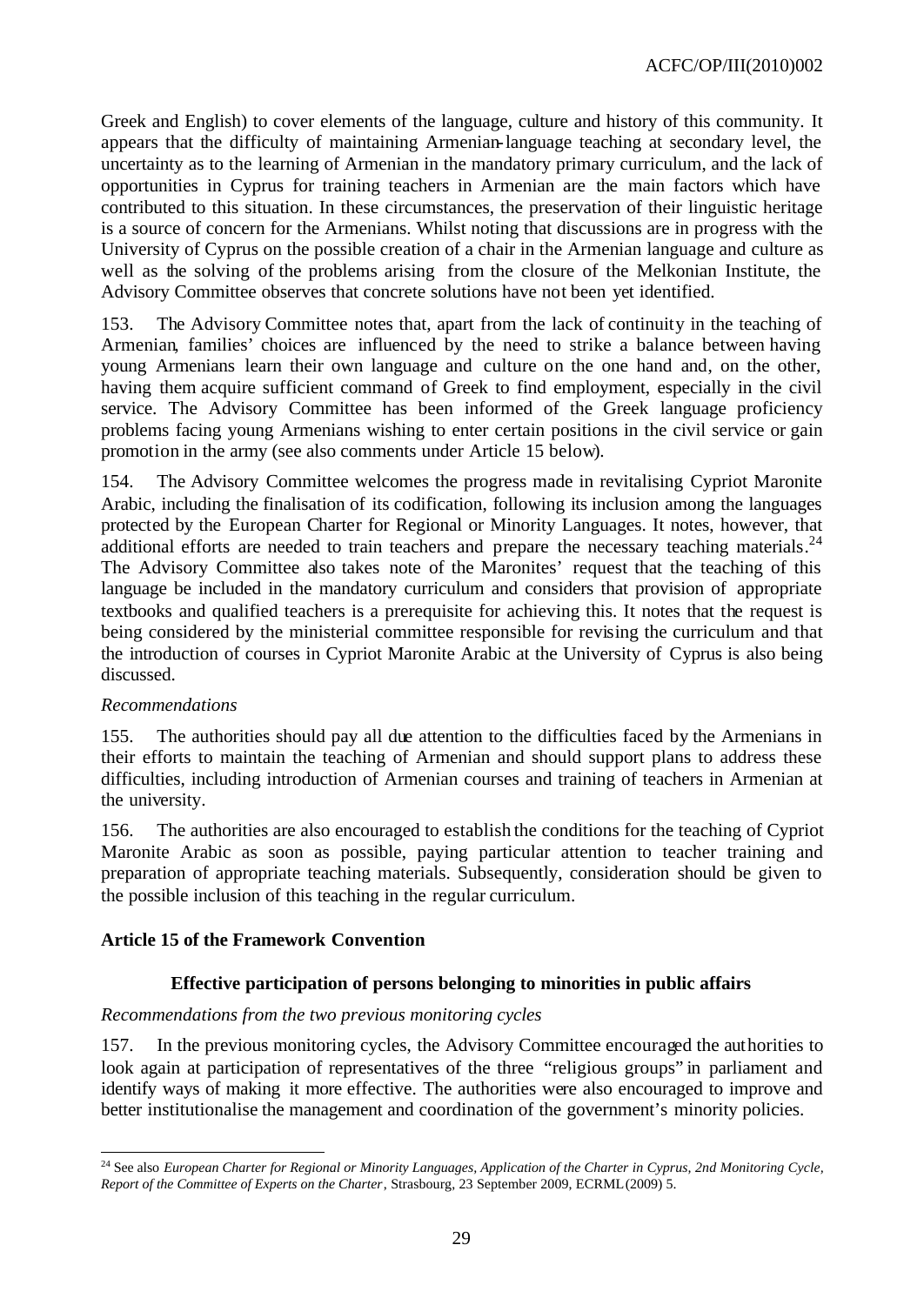Greek and English) to cover elements of the language, culture and history of this community. It appears that the difficulty of maintaining Armenian-language teaching at secondary level, the uncertainty as to the learning of Armenian in the mandatory primary curriculum, and the lack of opportunities in Cyprus for training teachers in Armenian are the main factors which have contributed to this situation. In these circumstances, the preservation of their linguistic heritage is a source of concern for the Armenians. Whilst noting that discussions are in progress with the University of Cyprus on the possible creation of a chair in the Armenian language and culture as well as the solving of the problems arising from the closure of the Melkonian Institute, the Advisory Committee observes that concrete solutions have not been yet identified.

153. The Advisory Committee notes that, apart from the lack of continuity in the teaching of Armenian, families' choices are influenced by the need to strike a balance between having young Armenians learn their own language and culture on the one hand and, on the other, having them acquire sufficient command of Greek to find employment, especially in the civil service. The Advisory Committee has been informed of the Greek language proficiency problems facing young Armenians wishing to enter certain positions in the civil service or gain promotion in the army (see also comments under Article 15 below).

154. The Advisory Committee welcomes the progress made in revitalising Cypriot Maronite Arabic, including the finalisation of its codification, following its inclusion among the languages protected by the European Charter for Regional or Minority Languages. It notes, however, that additional efforts are needed to train teachers and prepare the necessary teaching materials.[24] The Advisory Committee also takes note of the Maronites' request that the teaching of this language be included in the mandatory curriculum and considers that provision of appropriate textbooks and qualified teachers is a prerequisite for achieving this. It notes that the request is being considered by the ministerial committee responsible for revising the curriculum and that the introduction of courses in Cypriot Maronite Arabic at the University of Cyprus is also being discussed.

*Recommendations*

155. The authorities should pay all due attention to the difficulties faced by the Armenians in their efforts to maintain the teaching of Armenian and should support plans to address these difficulties, including introduction of Armenian courses and training of teachers in Armenian at the university.

156. The authorities are also encouraged to establish the conditions for the teaching of Cypriot Maronite Arabic as soon as possible, paying particular attention to teacher training and preparation of appropriate teaching materials. Subsequently, consideration should be given to the possible inclusion of this teaching in the regular curriculum.

### Article 15 of the Framework Convention

#### Effective participation of persons belonging to minorities in public affairs

*Recommendations from the two previous monitoring cycles*

157. In the previous monitoring cycles, the Advisory Committee encouraged the authorities to look again at participation of representatives of the three "religious groups" in parliament and identify ways of making it more effective. The authorities were also encouraged to improve and better institutionalise the management and coordination of the government's minority policies.

---

[24] See also *European Charter for Regional or Minority Languages, Application of the Charter in Cyprus, 2nd Monitoring Cycle, Report of the Committee of Experts on the Charter*, Strasbourg, 23 September 2009, ECRML(2009) 5.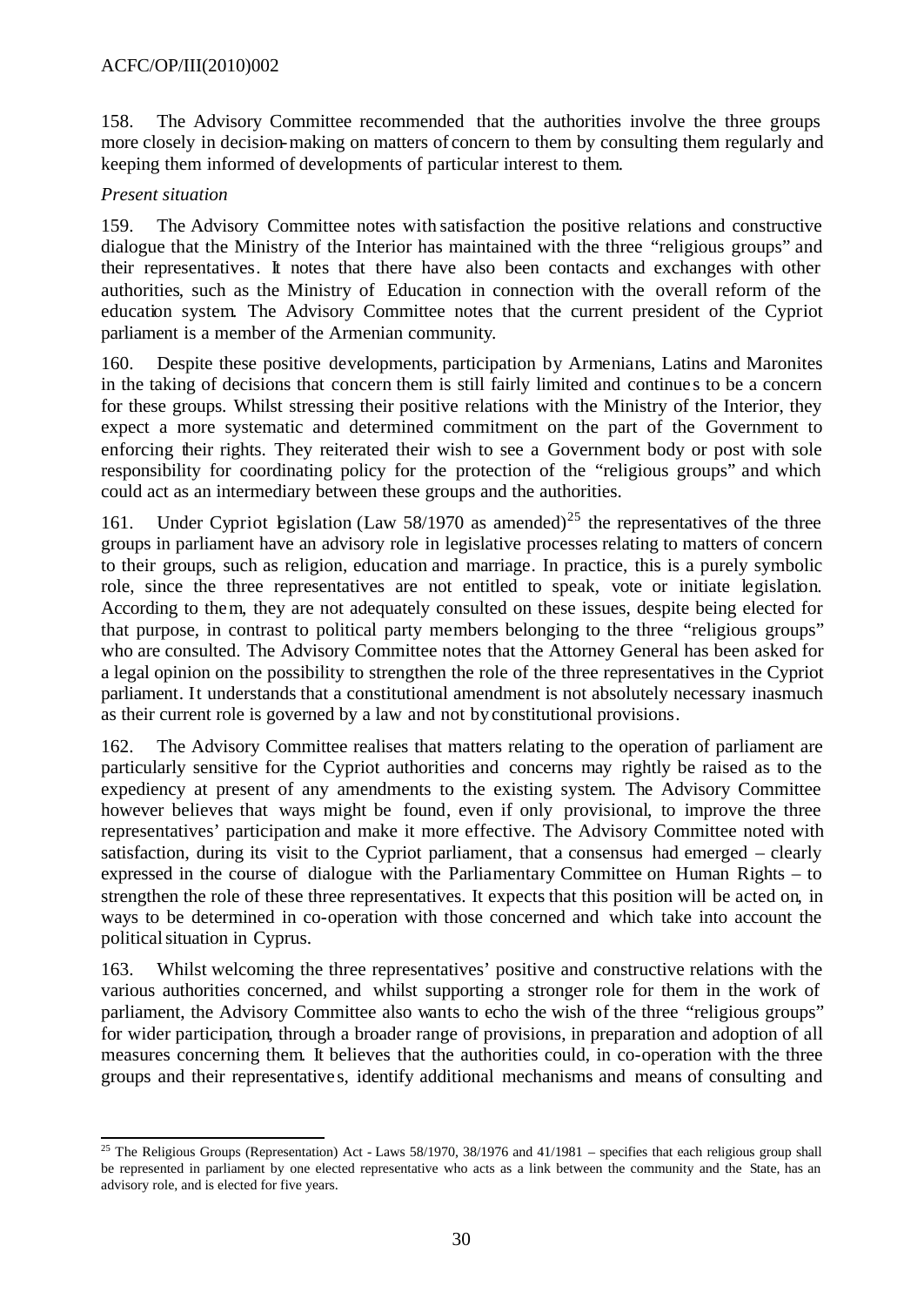158. The Advisory Committee recommended that the authorities involve the three groups more closely in decision-making on matters of concern to them by consulting them regularly and keeping them informed of developments of particular interest to them.

*Present situation*

159. The Advisory Committee notes with satisfaction the positive relations and constructive dialogue that the Ministry of the Interior has maintained with the three "religious groups" and their representatives. It notes that there have also been contacts and exchanges with other authorities, such as the Ministry of Education in connection with the overall reform of the education system. The Advisory Committee notes that the current president of the Cypriot parliament is a member of the Armenian community.

160. Despite these positive developments, participation by Armenians, Latins and Maronites in the taking of decisions that concern them is still fairly limited and continues to be a concern for these groups. Whilst stressing their positive relations with the Ministry of the Interior, they expect a more systematic and determined commitment on the part of the Government to enforcing their rights. They reiterated their wish to see a Government body or post with sole responsibility for coordinating policy for the protection of the "religious groups" and which could act as an intermediary between these groups and the authorities.

161. Under Cypriot legislation (Law 58/1970 as amended)[25] the representatives of the three groups in parliament have an advisory role in legislative processes relating to matters of concern to their groups, such as religion, education and marriage. In practice, this is a purely symbolic role, since the three representatives are not entitled to speak, vote or initiate legislation. According to them, they are not adequately consulted on these issues, despite being elected for that purpose, in contrast to political party members belonging to the three "religious groups" who are consulted. The Advisory Committee notes that the Attorney General has been asked for a legal opinion on the possibility to strengthen the role of the three representatives in the Cypriot parliament. It understands that a constitutional amendment is not absolutely necessary inasmuch as their current role is governed by a law and not by constitutional provisions.

162. The Advisory Committee realises that matters relating to the operation of parliament are particularly sensitive for the Cypriot authorities and concerns may rightly be raised as to the expediency at present of any amendments to the existing system. The Advisory Committee however believes that ways might be found, even if only provisional, to improve the three representatives' participation and make it more effective. The Advisory Committee noted with satisfaction, during its visit to the Cypriot parliament, that a consensus had emerged – clearly expressed in the course of dialogue with the Parliamentary Committee on Human Rights – to strengthen the role of these three representatives. It expects that this position will be acted on, in ways to be determined in co-operation with those concerned and which take into account the political situation in Cyprus.

163. Whilst welcoming the three representatives' positive and constructive relations with the various authorities concerned, and whilst supporting a stronger role for them in the work of parliament, the Advisory Committee also wants to echo the wish of the three "religious groups" for wider participation, through a broader range of provisions, in preparation and adoption of all measures concerning them. It believes that the authorities could, in co-operation with the three groups and their representatives, identify additional mechanisms and means of consulting and

---

[25] The Religious Groups (Representation) Act - Laws 58/1970, 38/1976 and 41/1981 – specifies that each religious group shall be represented in parliament by one elected representative who acts as a link between the community and the State, has an advisory role, and is elected for five years.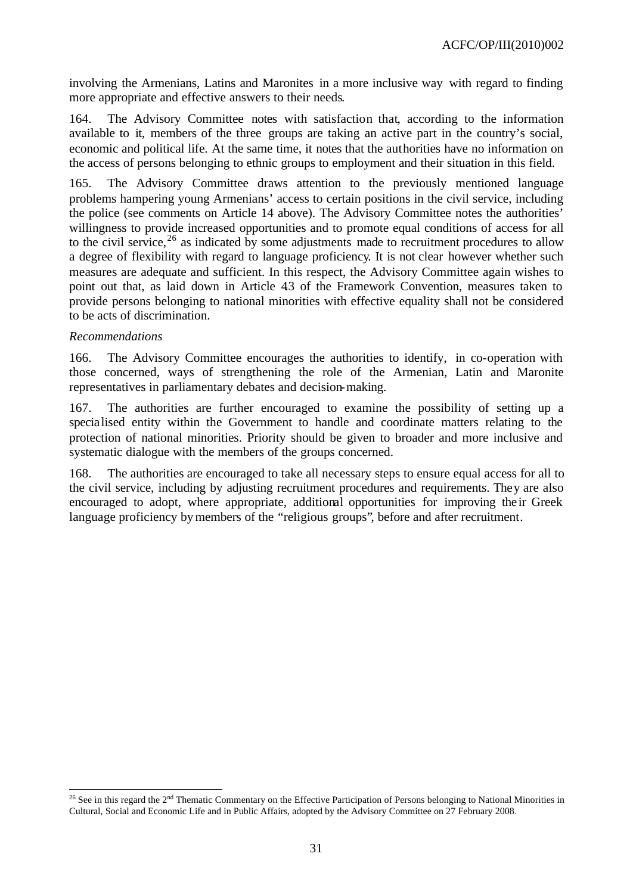involving the Armenians, Latins and Maronites in a more inclusive way with regard to finding more appropriate and effective answers to their needs.

164. The Advisory Committee notes with satisfaction that, according to the information available to it, members of the three groups are taking an active part in the country's social, economic and political life. At the same time, it notes that the authorities have no information on the access of persons belonging to ethnic groups to employment and their situation in this field.

165. The Advisory Committee draws attention to the previously mentioned language problems hampering young Armenians' access to certain positions in the civil service, including the police (see comments on Article 14 above). The Advisory Committee notes the authorities' willingness to provide increased opportunities and to promote equal conditions of access for all to the civil service,[26] as indicated by some adjustments made to recruitment procedures to allow a degree of flexibility with regard to language proficiency. It is not clear however whether such measures are adequate and sufficient. In this respect, the Advisory Committee again wishes to point out that, as laid down in Article 4.3 of the Framework Convention, measures taken to provide persons belonging to national minorities with effective equality shall not be considered to be acts of discrimination.

*Recommendations*

166. The Advisory Committee encourages the authorities to identify, in co-operation with those concerned, ways of strengthening the role of the Armenian, Latin and Maronite representatives in parliamentary debates and decision-making.

167. The authorities are further encouraged to examine the possibility of setting up a specialised entity within the Government to handle and coordinate matters relating to the protection of national minorities. Priority should be given to broader and more inclusive and systematic dialogue with the members of the groups concerned.

168. The authorities are encouraged to take all necessary steps to ensure equal access for all to the civil service, including by adjusting recruitment procedures and requirements. They are also encouraged to adopt, where appropriate, additional opportunities for improving their Greek language proficiency by members of the "religious groups", before and after recruitment.

---

[26] See in this regard the 2nd Thematic Commentary on the Effective Participation of Persons belonging to National Minorities in Cultural, Social and Economic Life and in Public Affairs, adopted by the Advisory Committee on 27 February 2008.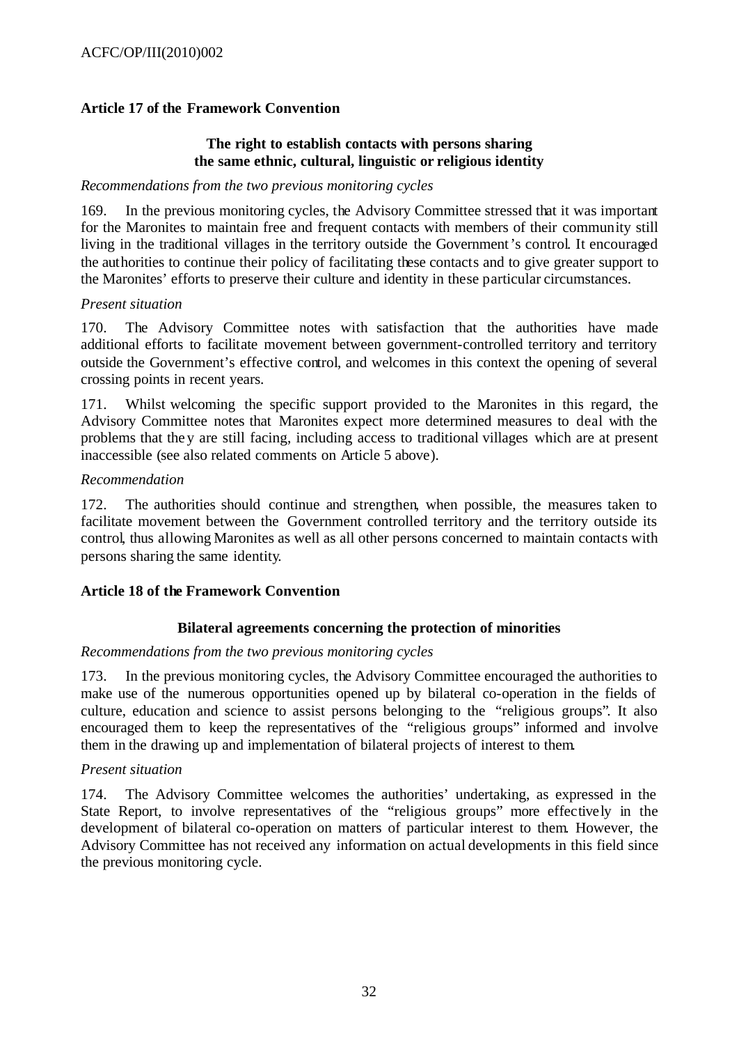### Article 17 of the Framework Convention

**The right to establish contacts with persons sharing the same ethnic, cultural, linguistic or religious identity**

*Recommendations from the two previous monitoring cycles*

169. In the previous monitoring cycles, the Advisory Committee stressed that it was important for the Maronites to maintain free and frequent contacts with members of their community still living in the traditional villages in the territory outside the Government's control. It encouraged the authorities to continue their policy of facilitating these contacts and to give greater support to the Maronites' efforts to preserve their culture and identity in these particular circumstances.

*Present situation*

170. The Advisory Committee notes with satisfaction that the authorities have made additional efforts to facilitate movement between government-controlled territory and territory outside the Government's effective control, and welcomes in this context the opening of several crossing points in recent years.

171. Whilst welcoming the specific support provided to the Maronites in this regard, the Advisory Committee notes that Maronites expect more determined measures to deal with the problems that they are still facing, including access to traditional villages which are at present inaccessible (see also related comments on Article 5 above).

*Recommendation*

172. The authorities should continue and strengthen, when possible, the measures taken to facilitate movement between the Government controlled territory and the territory outside its control, thus allowing Maronites as well as all other persons concerned to maintain contacts with persons sharing the same identity.

### Article 18 of the Framework Convention

**Bilateral agreements concerning the protection of minorities**

*Recommendations from the two previous monitoring cycles*

173. In the previous monitoring cycles, the Advisory Committee encouraged the authorities to make use of the numerous opportunities opened up by bilateral co-operation in the fields of culture, education and science to assist persons belonging to the "religious groups". It also encouraged them to keep the representatives of the "religious groups" informed and involve them in the drawing up and implementation of bilateral projects of interest to them.

*Present situation*

174. The Advisory Committee welcomes the authorities' undertaking, as expressed in the State Report, to involve representatives of the "religious groups" more effectively in the development of bilateral co-operation on matters of particular interest to them. However, the Advisory Committee has not received any information on actual developments in this field since the previous monitoring cycle.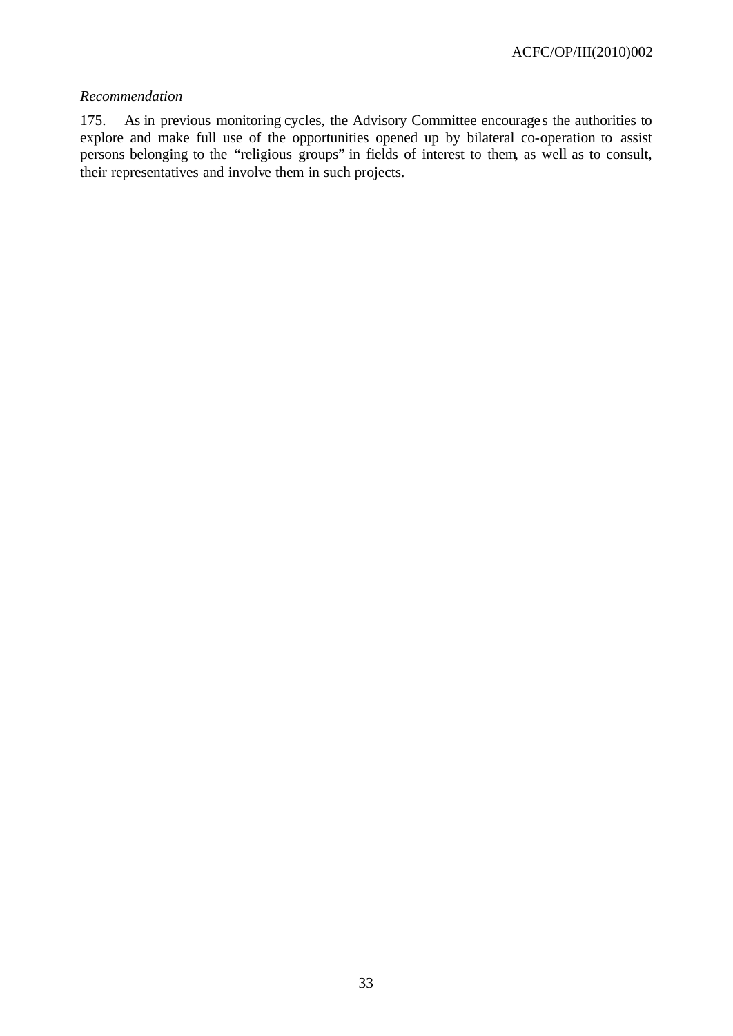*Recommendation*

175. As in previous monitoring cycles, the Advisory Committee encourages the authorities to explore and make full use of the opportunities opened up by bilateral co-operation to assist persons belonging to the "religious groups" in fields of interest to them, as well as to consult, their representatives and involve them in such projects.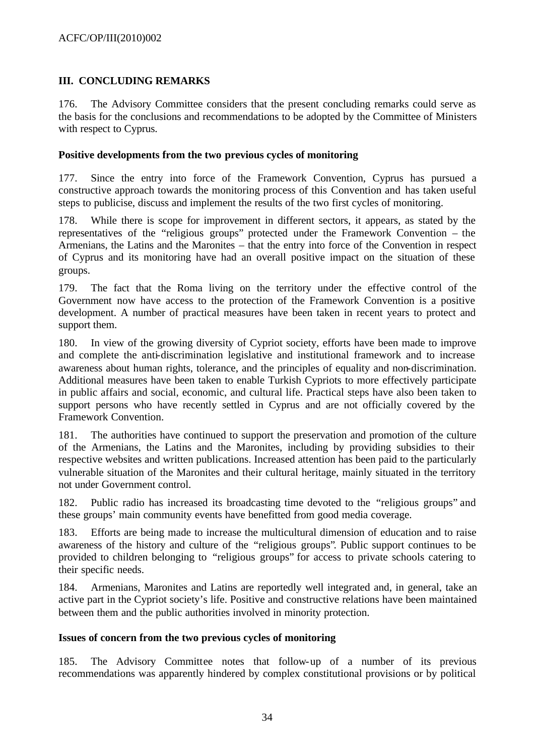## III. CONCLUDING REMARKS

176. The Advisory Committee considers that the present concluding remarks could serve as the basis for the conclusions and recommendations to be adopted by the Committee of Ministers with respect to Cyprus.

### Positive developments from the two previous cycles of monitoring

177. Since the entry into force of the Framework Convention, Cyprus has pursued a constructive approach towards the monitoring process of this Convention and has taken useful steps to publicise, discuss and implement the results of the two first cycles of monitoring.

178. While there is scope for improvement in different sectors, it appears, as stated by the representatives of the "religious groups" protected under the Framework Convention – the Armenians, the Latins and the Maronites – that the entry into force of the Convention in respect of Cyprus and its monitoring have had an overall positive impact on the situation of these groups.

179. The fact that the Roma living on the territory under the effective control of the Government now have access to the protection of the Framework Convention is a positive development. A number of practical measures have been taken in recent years to protect and support them.

180. In view of the growing diversity of Cypriot society, efforts have been made to improve and complete the anti-discrimination legislative and institutional framework and to increase awareness about human rights, tolerance, and the principles of equality and non-discrimination. Additional measures have been taken to enable Turkish Cypriots to more effectively participate in public affairs and social, economic, and cultural life. Practical steps have also been taken to support persons who have recently settled in Cyprus and are not officially covered by the Framework Convention.

181. The authorities have continued to support the preservation and promotion of the culture of the Armenians, the Latins and the Maronites, including by providing subsidies to their respective websites and written publications. Increased attention has been paid to the particularly vulnerable situation of the Maronites and their cultural heritage, mainly situated in the territory not under Government control.

182. Public radio has increased its broadcasting time devoted to the "religious groups" and these groups' main community events have benefitted from good media coverage.

183. Efforts are being made to increase the multicultural dimension of education and to raise awareness of the history and culture of the "religious groups". Public support continues to be provided to children belonging to "religious groups" for access to private schools catering to their specific needs.

184. Armenians, Maronites and Latins are reportedly well integrated and, in general, take an active part in the Cypriot society's life. Positive and constructive relations have been maintained between them and the public authorities involved in minority protection.

### Issues of concern from the two previous cycles of monitoring

185. The Advisory Committee notes that follow-up of a number of its previous recommendations was apparently hindered by complex constitutional provisions or by political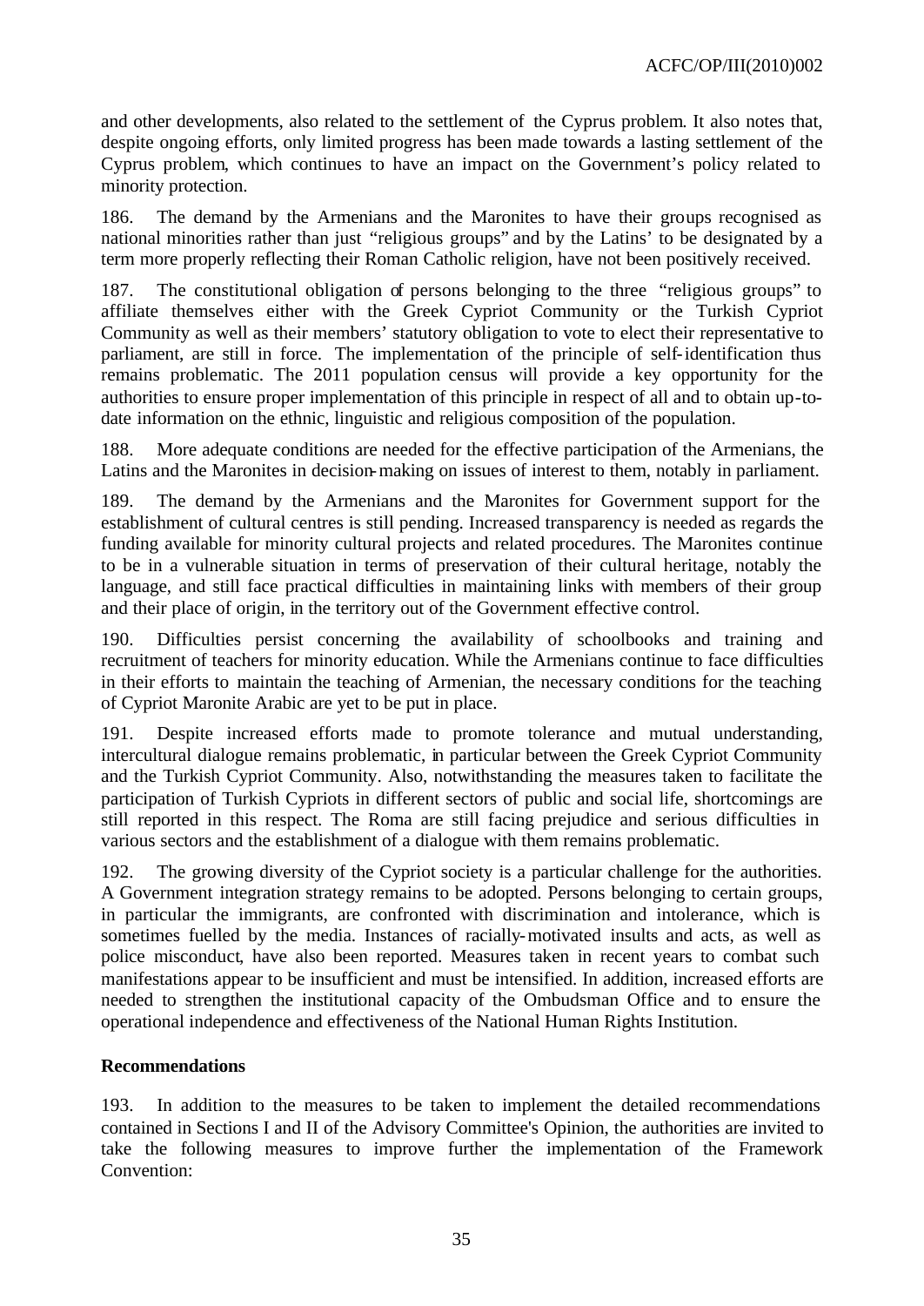and other developments, also related to the settlement of the Cyprus problem. It also notes that, despite ongoing efforts, only limited progress has been made towards a lasting settlement of the Cyprus problem, which continues to have an impact on the Government's policy related to minority protection.

186. The demand by the Armenians and the Maronites to have their groups recognised as national minorities rather than just "religious groups" and by the Latins' to be designated by a term more properly reflecting their Roman Catholic religion, have not been positively received.

187. The constitutional obligation of persons belonging to the three "religious groups" to affiliate themselves either with the Greek Cypriot Community or the Turkish Cypriot Community as well as their members' statutory obligation to vote to elect their representative to parliament, are still in force. The implementation of the principle of self-identification thus remains problematic. The 2011 population census will provide a key opportunity for the authorities to ensure proper implementation of this principle in respect of all and to obtain up-to-date information on the ethnic, linguistic and religious composition of the population.

188. More adequate conditions are needed for the effective participation of the Armenians, the Latins and the Maronites in decision-making on issues of interest to them, notably in parliament.

189. The demand by the Armenians and the Maronites for Government support for the establishment of cultural centres is still pending. Increased transparency is needed as regards the funding available for minority cultural projects and related procedures. The Maronites continue to be in a vulnerable situation in terms of preservation of their cultural heritage, notably the language, and still face practical difficulties in maintaining links with members of their group and their place of origin, in the territory out of the Government effective control.

190. Difficulties persist concerning the availability of schoolbooks and training and recruitment of teachers for minority education. While the Armenians continue to face difficulties in their efforts to maintain the teaching of Armenian, the necessary conditions for the teaching of Cypriot Maronite Arabic are yet to be put in place.

191. Despite increased efforts made to promote tolerance and mutual understanding, intercultural dialogue remains problematic, in particular between the Greek Cypriot Community and the Turkish Cypriot Community. Also, notwithstanding the measures taken to facilitate the participation of Turkish Cypriots in different sectors of public and social life, shortcomings are still reported in this respect. The Roma are still facing prejudice and serious difficulties in various sectors and the establishment of a dialogue with them remains problematic.

192. The growing diversity of the Cypriot society is a particular challenge for the authorities. A Government integration strategy remains to be adopted. Persons belonging to certain groups, in particular the immigrants, are confronted with discrimination and intolerance, which is sometimes fuelled by the media. Instances of racially-motivated insults and acts, as well as police misconduct, have also been reported. Measures taken in recent years to combat such manifestations appear to be insufficient and must be intensified. In addition, increased efforts are needed to strengthen the institutional capacity of the Ombudsman Office and to ensure the operational independence and effectiveness of the National Human Rights Institution.

**Recommendations**

193. In addition to the measures to be taken to implement the detailed recommendations contained in Sections I and II of the Advisory Committee's Opinion, the authorities are invited to take the following measures to improve further the implementation of the Framework Convention: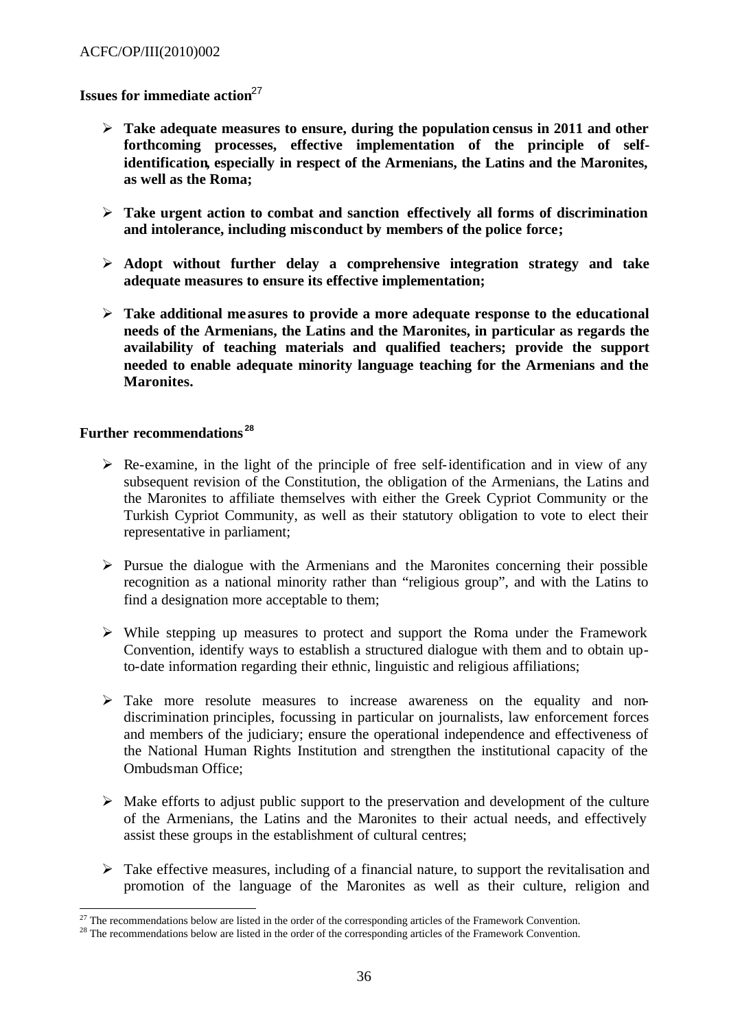**Issues for immediate action**[27]

- **Take adequate measures to ensure, during the population census in 2011 and other forthcoming processes, effective implementation of the principle of self-identification, especially in respect of the Armenians, the Latins and the Maronites, as well as the Roma;**

- **Take urgent action to combat and sanction effectively all forms of discrimination and intolerance, including misconduct by members of the police force;**

- **Adopt without further delay a comprehensive integration strategy and take adequate measures to ensure its effective implementation;**

- **Take additional measures to provide a more adequate response to the educational needs of the Armenians, the Latins and the Maronites, in particular as regards the availability of teaching materials and qualified teachers; provide the support needed to enable adequate minority language teaching for the Armenians and the Maronites.**

**Further recommendations**[28]

- Re-examine, in the light of the principle of free self-identification and in view of any subsequent revision of the Constitution, the obligation of the Armenians, the Latins and the Maronites to affiliate themselves with either the Greek Cypriot Community or the Turkish Cypriot Community, as well as their statutory obligation to vote to elect their representative in parliament;

- Pursue the dialogue with the Armenians and the Maronites concerning their possible recognition as a national minority rather than "religious group", and with the Latins to find a designation more acceptable to them;

- While stepping up measures to protect and support the Roma under the Framework Convention, identify ways to establish a structured dialogue with them and to obtain up-to-date information regarding their ethnic, linguistic and religious affiliations;

- Take more resolute measures to increase awareness on the equality and non-discrimination principles, focussing in particular on journalists, law enforcement forces and members of the judiciary; ensure the operational independence and effectiveness of the National Human Rights Institution and strengthen the institutional capacity of the Ombudsman Office;

- Make efforts to adjust public support to the preservation and development of the culture of the Armenians, the Latins and the Maronites to their actual needs, and effectively assist these groups in the establishment of cultural centres;

- Take effective measures, including of a financial nature, to support the revitalisation and promotion of the language of the Maronites as well as their culture, religion and

[27] The recommendations below are listed in the order of the corresponding articles of the Framework Convention.

[28] The recommendations below are listed in the order of the corresponding articles of the Framework Convention.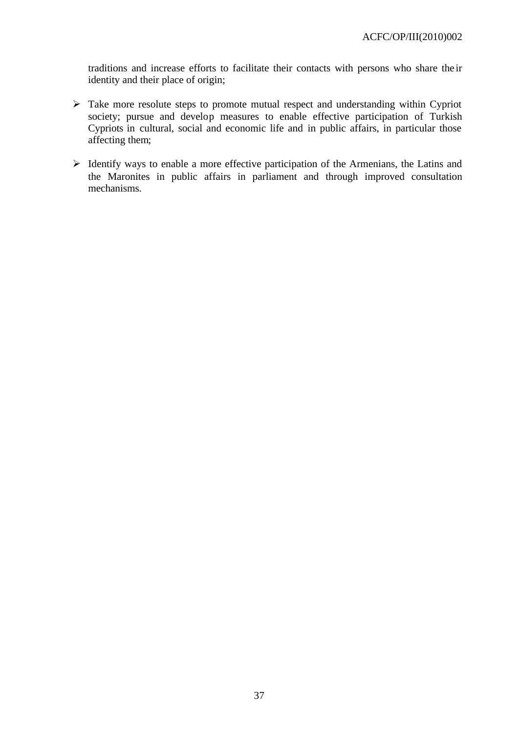traditions and increase efforts to facilitate their contacts with persons who share their identity and their place of origin;

- Take more resolute steps to promote mutual respect and understanding within Cypriot society; pursue and develop measures to enable effective participation of Turkish Cypriots in cultural, social and economic life and in public affairs, in particular those affecting them;

- Identify ways to enable a more effective participation of the Armenians, the Latins and the Maronites in public affairs in parliament and through improved consultation mechanisms.